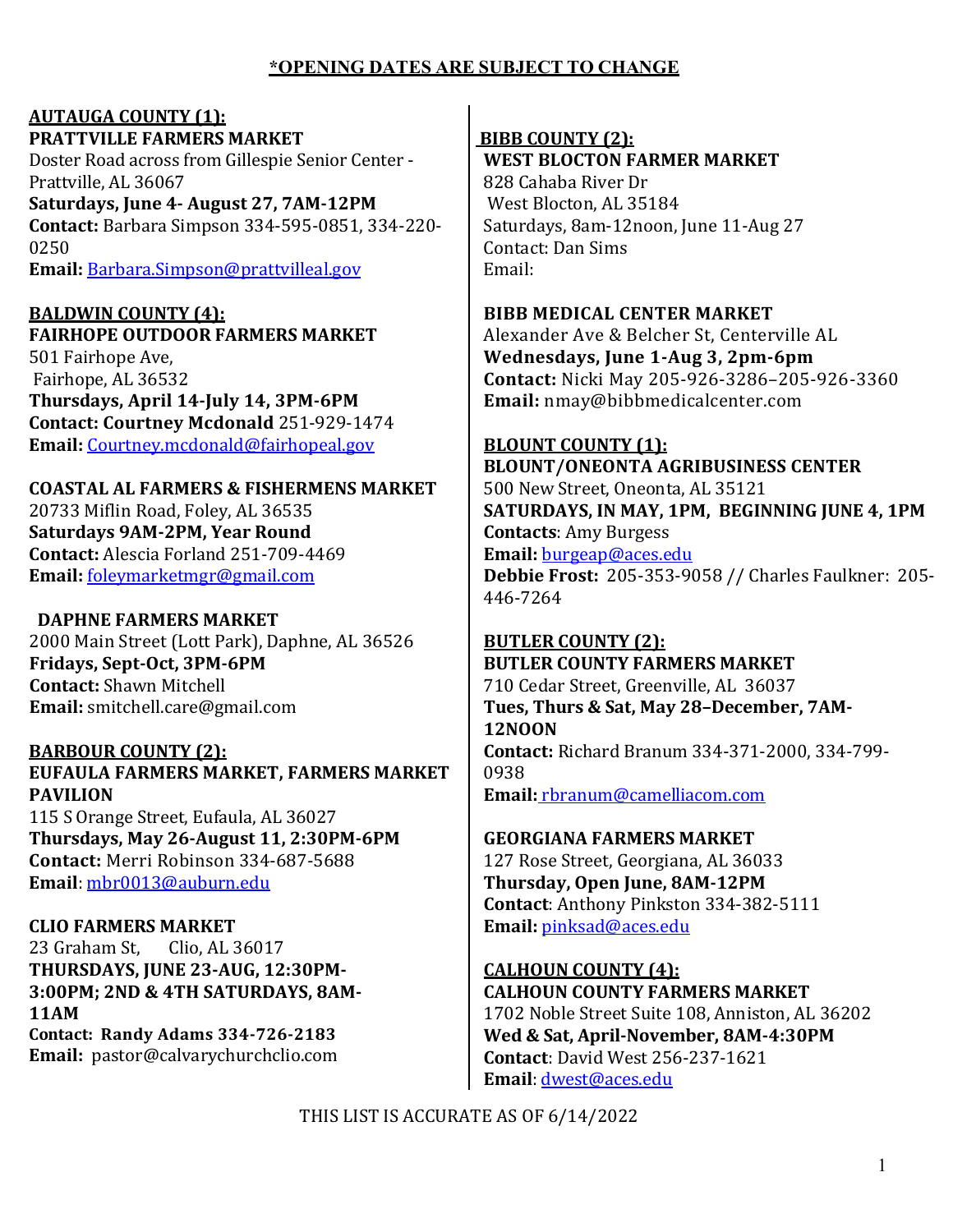**\*OPENING DATES ARE SUBJECT TO CHANGE**

**AUTAUGA COUNTY (1):**

**PRATTVILLE FARMERS MARKET**
Doster Road across from Gillespie Senior Center - Prattville, AL 36067
**Saturdays, June 4- August 27, 7AM-12PM**
**Contact:** Barbara Simpson 334-595-0851, 334-220-0250
**Email:** Barbara.Simpson@prattvilleal.gov

**BALDWIN COUNTY (4):**

**FAIRHOPE OUTDOOR FARMERS MARKET**
501 Fairhope Ave,
Fairhope, AL 36532
**Thursdays, April 14-July 14, 3PM-6PM**
**Contact: Courtney Mcdonald** 251-929-1474
**Email:** Courtney.mcdonald@fairhopeal.gov

**COASTAL AL FARMERS & FISHERMENS MARKET**
20733 Miflin Road, Foley, AL 36535
**Saturdays 9AM-2PM, Year Round**
**Contact:** Alescia Forland 251-709-4469
**Email:** foleymarketmgr@gmail.com

**DAPHNE FARMERS MARKET**
2000 Main Street (Lott Park), Daphne, AL 36526
**Fridays, Sept-Oct, 3PM-6PM**
**Contact:** Shawn Mitchell
**Email:** smitchell.care@gmail.com

**BARBOUR COUNTY (2):**

**EUFAULA FARMERS MARKET, FARMERS MARKET PAVILION**
115 S Orange Street, Eufaula, AL 36027
**Thursdays, May 26-August 11, 2:30PM-6PM**
**Contact:** Merri Robinson 334-687-5688
**Email**: mbr0013@auburn.edu

**CLIO FARMERS MARKET**
23 Graham St, Clio, AL 36017
**THURSDAYS, JUNE 23-AUG, 12:30PM-3:00PM; 2ND & 4TH SATURDAYS, 8AM-11AM**
**Contact: Randy Adams 334-726-2183**
**Email:** pastor@calvarychurchclio.com

**BIBB COUNTY (2):**

**WEST BLOCTON FARMER MARKET**
828 Cahaba River Dr
West Blocton, AL 35184
Saturdays, 8am-12noon, June 11-Aug 27
Contact: Dan Sims
Email:

**BIBB MEDICAL CENTER MARKET**
Alexander Ave & Belcher St, Centerville AL
**Wednesdays, June 1-Aug 3, 2pm-6pm**
**Contact:** Nicki May 205-926-3286–205-926-3360
**Email:** nmay@bibbmedicalcenter.com

**BLOUNT COUNTY (1):**

**BLOUNT/ONEONTA AGRIBUSINESS CENTER**
500 New Street, Oneonta, AL 35121
**SATURDAYS, IN MAY, 1PM, BEGINNING JUNE 4, 1PM**
**Contacts**: Amy Burgess
**Email:** burgeap@aces.edu
**Debbie Frost:** 205-353-9058 // Charles Faulkner: 205-446-7264

**BUTLER COUNTY (2):**

**BUTLER COUNTY FARMERS MARKET**
710 Cedar Street, Greenville, AL 36037
**Tues, Thurs & Sat, May 28–December, 7AM-12NOON**
**Contact:** Richard Branum 334-371-2000, 334-799-0938
**Email:** rbranum@camelliacom.com

**GEORGIANA FARMERS MARKET**
127 Rose Street, Georgiana, AL 36033
**Thursday, Open June, 8AM-12PM**
**Contact**: Anthony Pinkston 334-382-5111
**Email:** pinksad@aces.edu

**CALHOUN COUNTY (4):**

**CALHOUN COUNTY FARMERS MARKET**
1702 Noble Street Suite 108, Anniston, AL 36202
**Wed & Sat, April-November, 8AM-4:30PM**
**Contact**: David West 256-237-1621
**Email**: dwest@aces.edu

THIS LIST IS ACCURATE AS OF 6/14/2022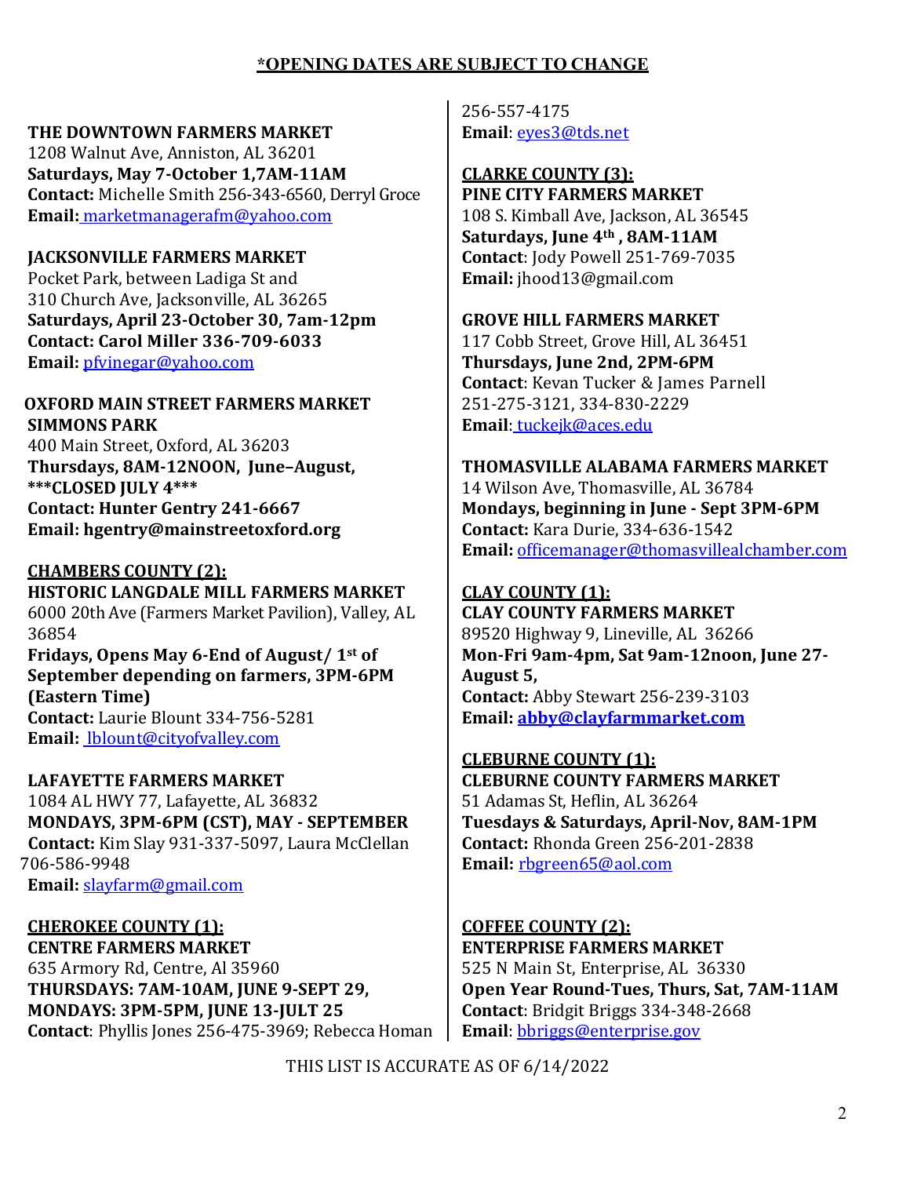***OPENING DATES ARE SUBJECT TO CHANGE**

**THE DOWNTOWN FARMERS MARKET**
1208 Walnut Ave, Anniston, AL 36201
**Saturdays, May 7-October 1,7AM-11AM**
**Contact:** Michelle Smith 256-343-6560, Derryl Groce
**Email:** marketmanagerafm@yahoo.com

**JACKSONVILLE FARMERS MARKET**
Pocket Park, between Ladiga St and
310 Church Ave, Jacksonville, AL 36265
**Saturdays, April 23-October 30, 7am-12pm**
**Contact: Carol Miller 336-709-6033**
**Email:** pfvinegar@yahoo.com

**OXFORD MAIN STREET FARMERS MARKET**
**SIMMONS PARK**
400 Main Street, Oxford, AL 36203
**Thursdays, 8AM-12NOON, June–August,**
**\*\*\*CLOSED JULY 4\*\*\***
**Contact: Hunter Gentry 241-6667**
**Email: hgentry@mainstreetoxford.org**

**CHAMBERS COUNTY (2):**

**HISTORIC LANGDALE MILL FARMERS MARKET**
6000 20th Ave (Farmers Market Pavilion), Valley, AL 36854
**Fridays, Opens May 6-End of August/ 1st of September depending on farmers, 3PM-6PM (Eastern Time)**
**Contact:** Laurie Blount 334-756-5281
**Email:** lblount@cityofvalley.com

**LAFAYETTE FARMERS MARKET**
1084 AL HWY 77, Lafayette, AL 36832
**MONDAYS, 3PM-6PM (CST), MAY - SEPTEMBER**
**Contact:** Kim Slay 931-337-5097, Laura McClellan 706-586-9948
**Email:** slayfarm@gmail.com

**CHEROKEE COUNTY (1):**

**CENTRE FARMERS MARKET**
635 Armory Rd, Centre, Al 35960
**THURSDAYS: 7AM-10AM, JUNE 9-SEPT 29,**
**MONDAYS: 3PM-5PM, JUNE 13-JULT 25**
**Contact**: Phyllis Jones 256-475-3969; Rebecca Homan 256-557-4175
**Email**: eyes3@tds.net

**CLARKE COUNTY (3):**

**PINE CITY FARMERS MARKET**
108 S. Kimball Ave, Jackson, AL 36545
**Saturdays, June 4th , 8AM-11AM**
**Contact**: Jody Powell 251-769-7035
**Email:** jhood13@gmail.com

**GROVE HILL FARMERS MARKET**
117 Cobb Street, Grove Hill, AL 36451
**Thursdays, June 2nd, 2PM-6PM**
**Contact**: Kevan Tucker & James Parnell 251-275-3121, 334-830-2229
**Email**: tuckejk@aces.edu

**THOMASVILLE ALABAMA FARMERS MARKET**
14 Wilson Ave, Thomasville, AL 36784
**Mondays, beginning in June - Sept 3PM-6PM**
**Contact:** Kara Durie, 334-636-1542
**Email:** officemanager@thomasvillealchamber.com

**CLAY COUNTY (1):**

**CLAY COUNTY FARMERS MARKET**
89520 Highway 9, Lineville, AL 36266
**Mon-Fri 9am-4pm, Sat 9am-12noon, June 27-August 5,**
**Contact:** Abby Stewart 256-239-3103
**Email: abby@clayfarmmarket.com**

**CLEBURNE COUNTY (1):**

**CLEBURNE COUNTY FARMERS MARKET**
51 Adamas St, Heflin, AL 36264
**Tuesdays & Saturdays, April-Nov, 8AM-1PM**
**Contact:** Rhonda Green 256-201-2838
**Email:** rbgreen65@aol.com

**COFFEE COUNTY (2):**

**ENTERPRISE FARMERS MARKET**
525 N Main St, Enterprise, AL 36330
**Open Year Round-Tues, Thurs, Sat, 7AM-11AM**
**Contact**: Bridgit Briggs 334-348-2668
**Email**: bbriggs@enterprise.gov

THIS LIST IS ACCURATE AS OF 6/14/2022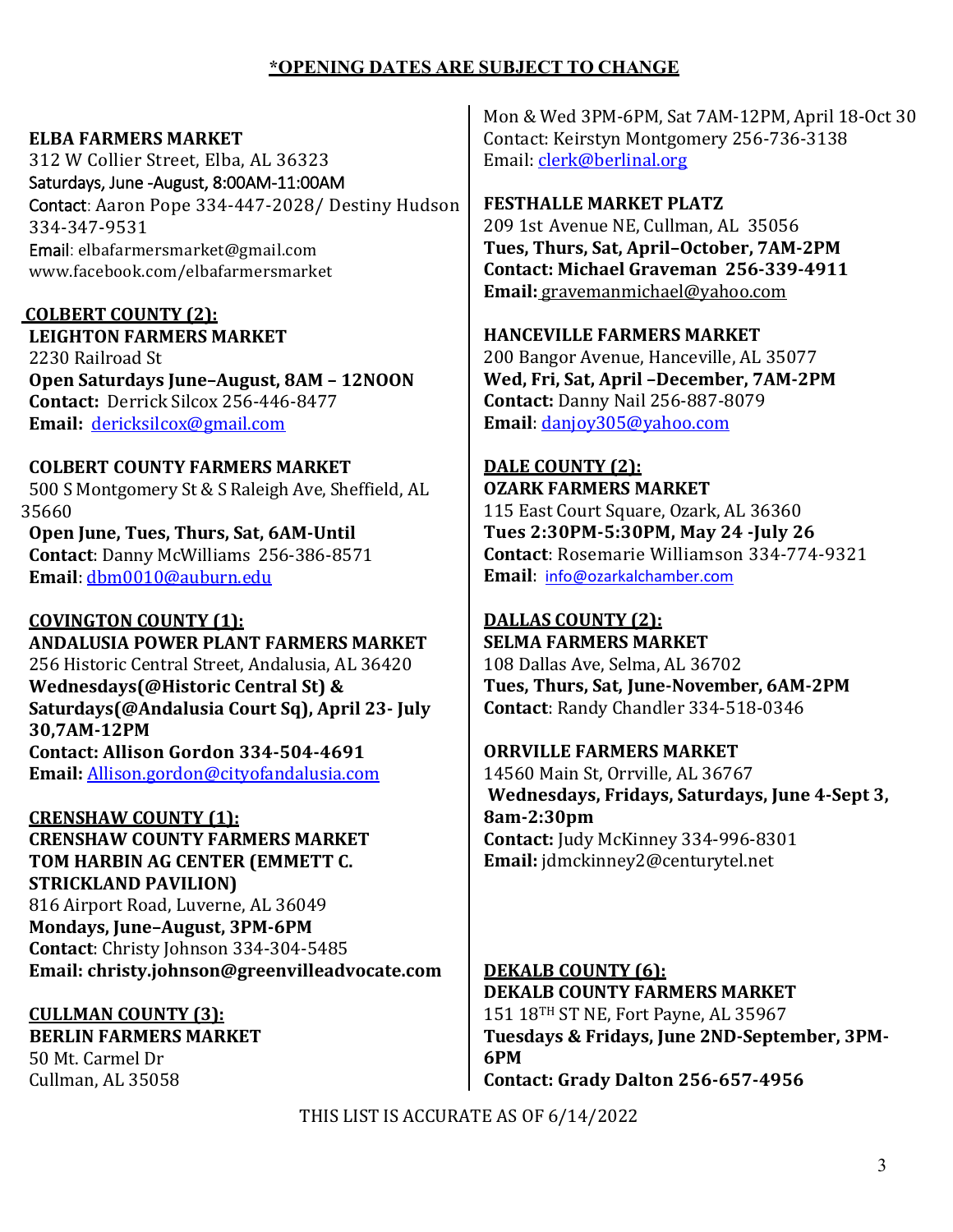***OPENING DATES ARE SUBJECT TO CHANGE**

**ELBA FARMERS MARKET**
312 W Collier Street, Elba, AL 36323
Saturdays, June -August, 8:00AM-11:00AM
Contact: Aaron Pope 334-447-2028/ Destiny Hudson 334-347-9531
Email: elbafarmersmarket@gmail.com
www.facebook.com/elbafarmersmarket

**COLBERT COUNTY (2):**

**LEIGHTON FARMERS MARKET**
2230 Railroad St
**Open Saturdays June–August, 8AM – 12NOON**
**Contact:** Derrick Silcox 256-446-8477
**Email:** dericksilcox@gmail.com

**COLBERT COUNTY FARMERS MARKET**
500 S Montgomery St & S Raleigh Ave, Sheffield, AL 35660
**Open June, Tues, Thurs, Sat, 6AM-Until**
**Contact**: Danny McWilliams 256-386-8571
**Email**: dbm0010@auburn.edu

**COVINGTON COUNTY (1):**

**ANDALUSIA POWER PLANT FARMERS MARKET**
256 Historic Central Street, Andalusia, AL 36420
**Wednesdays(@Historic Central St) & Saturdays(@Andalusia Court Sq), April 23- July 30,7AM-12PM**
**Contact: Allison Gordon 334-504-4691**
**Email:** Allison.gordon@cityofandalusia.com

**CRENSHAW COUNTY (1):**

**CRENSHAW COUNTY FARMERS MARKET**
**TOM HARBIN AG CENTER (EMMETT C. STRICKLAND PAVILION)**
816 Airport Road, Luverne, AL 36049
**Mondays, June–August, 3PM-6PM**
**Contact**: Christy Johnson 334-304-5485
**Email: christy.johnson@greenvilleadvocate.com**

**CULLMAN COUNTY (3):**

**BERLIN FARMERS MARKET**
50 Mt. Carmel Dr
Cullman, AL 35058
Mon & Wed 3PM-6PM, Sat 7AM-12PM, April 18-Oct 30
Contact: Keirstyn Montgomery 256-736-3138
Email: clerk@berlinal.org

**FESTHALLE MARKET PLATZ**
209 1st Avenue NE, Cullman, AL 35056
**Tues, Thurs, Sat, April–October, 7AM-2PM**
**Contact: Michael Graveman 256-339-4911**
**Email:** gravemanmichael@yahoo.com

**HANCEVILLE FARMERS MARKET**
200 Bangor Avenue, Hanceville, AL 35077
**Wed, Fri, Sat, April –December, 7AM-2PM**
**Contact:** Danny Nail 256-887-8079
**Email**: danjoy305@yahoo.com

**DALE COUNTY (2):**

**OZARK FARMERS MARKET**
115 East Court Square, Ozark, AL 36360
**Tues 2:30PM-5:30PM, May 24 -July 26**
**Contact**: Rosemarie Williamson 334-774-9321
**Email**: info@ozarkalchamber.com

**DALLAS COUNTY (2):**

**SELMA FARMERS MARKET**
108 Dallas Ave, Selma, AL 36702
**Tues, Thurs, Sat, June-November, 6AM-2PM**
**Contact**: Randy Chandler 334-518-0346

**ORRVILLE FARMERS MARKET**
14560 Main St, Orrville, AL 36767
**Wednesdays, Fridays, Saturdays, June 4-Sept 3, 8am-2:30pm**
**Contact:** Judy McKinney 334-996-8301
**Email:** jdmckinney2@centurytel.net

**DEKALB COUNTY (6):**

**DEKALB COUNTY FARMERS MARKET**
151 18TH ST NE, Fort Payne, AL 35967
**Tuesdays & Fridays, June 2ND-September, 3PM-6PM**
**Contact: Grady Dalton 256-657-4956**

THIS LIST IS ACCURATE AS OF 6/14/2022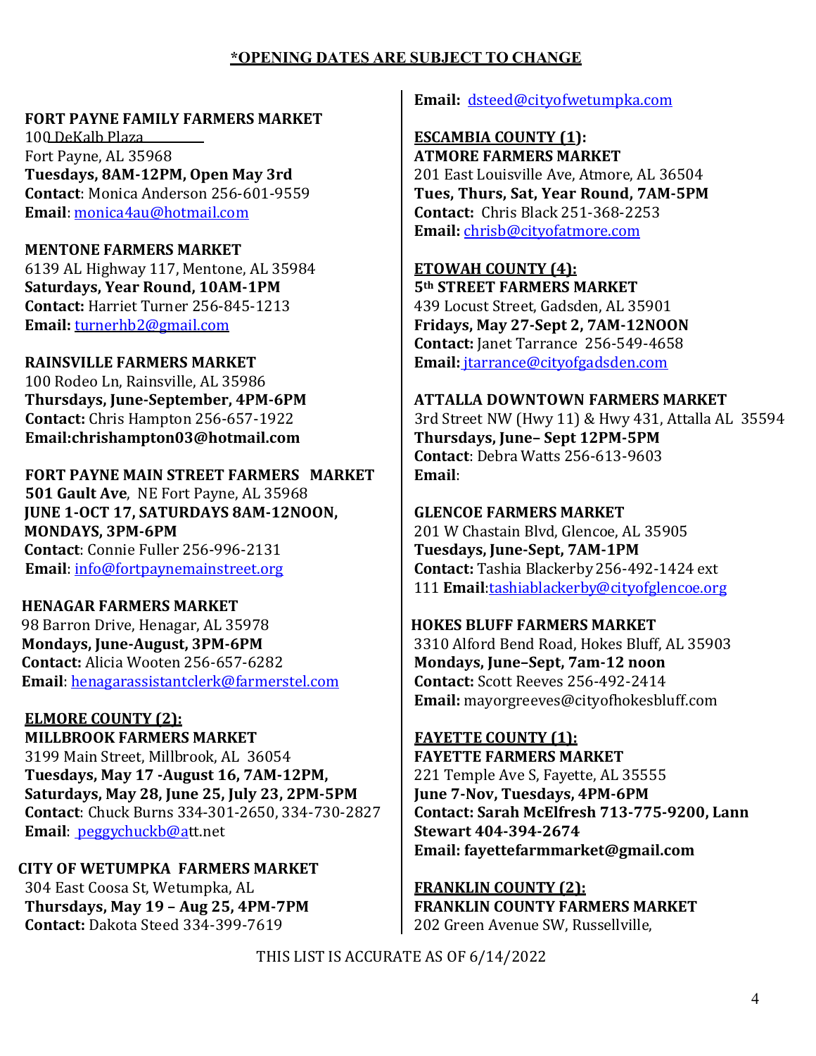**\*OPENING DATES ARE SUBJECT TO CHANGE**

**FORT PAYNE FAMILY FARMERS MARKET**
100 DeKalb Plaza
Fort Payne, AL 35968
**Tuesdays, 8AM-12PM, Open May 3rd**
**Contact**: Monica Anderson 256-601-9559
**Email**: monica4au@hotmail.com

**MENTONE FARMERS MARKET**
6139 AL Highway 117, Mentone, AL 35984
**Saturdays, Year Round, 10AM-1PM**
**Contact:** Harriet Turner 256-845-1213
**Email:** turnerhb2@gmail.com

**RAINSVILLE FARMERS MARKET**
100 Rodeo Ln, Rainsville, AL 35986
**Thursdays, June-September, 4PM-6PM**
**Contact:** Chris Hampton 256-657-1922
**Email:chrishampton03@hotmail.com**

**FORT PAYNE MAIN STREET FARMERS MARKET**
**501 Gault Ave**, NE Fort Payne, AL 35968
**JUNE 1-OCT 17, SATURDAYS 8AM-12NOON, MONDAYS, 3PM-6PM**
**Contact**: Connie Fuller 256-996-2131
**Email**: info@fortpaynemainstreet.org

**HENAGAR FARMERS MARKET**
98 Barron Drive, Henagar, AL 35978
**Mondays, June-August, 3PM-6PM**
**Contact:** Alicia Wooten 256-657-6282
**Email**: henagarassistantclerk@farmerstel.com

**ELMORE COUNTY (2):**
**MILLBROOK FARMERS MARKET**
3199 Main Street, Millbrook, AL 36054
**Tuesdays, May 17 -August 16, 7AM-12PM, Saturdays, May 28, June 25, July 23, 2PM-5PM**
**Contact**: Chuck Burns 334-301-2650, 334-730-2827
**Email**: peggychuckb@att.net

**CITY OF WETUMPKA FARMERS MARKET**
304 East Coosa St, Wetumpka, AL
**Thursdays, May 19 – Aug 25, 4PM-7PM**
**Contact:** Dakota Steed 334-399-7619
**Email:** dsteed@cityofwetumpka.com

**ESCAMBIA COUNTY (1):**
**ATMORE FARMERS MARKET**
201 East Louisville Ave, Atmore, AL 36504
**Tues, Thurs, Sat, Year Round, 7AM-5PM**
**Contact:** Chris Black 251-368-2253
**Email:** chrisb@cityofatmore.com

**ETOWAH COUNTY (4):**
**5th STREET FARMERS MARKET**
439 Locust Street, Gadsden, AL 35901
**Fridays, May 27-Sept 2, 7AM-12NOON**
**Contact:** Janet Tarrance 256-549-4658
**Email:** jtarrance@cityofgadsden.com

**ATTALLA DOWNTOWN FARMERS MARKET**
3rd Street NW (Hwy 11) & Hwy 431, Attalla AL 35594
**Thursdays, June– Sept 12PM-5PM**
**Contact**: Debra Watts 256-613-9603
**Email**:

**GLENCOE FARMERS MARKET**
201 W Chastain Blvd, Glencoe, AL 35905
**Tuesdays, June-Sept, 7AM-1PM**
**Contact:** Tashia Blackerby 256-492-1424 ext 111 **Email**:tashiablackerby@cityofglencoe.org

**HOKES BLUFF FARMERS MARKET**
3310 Alford Bend Road, Hokes Bluff, AL 35903
**Mondays, June–Sept, 7am-12 noon**
**Contact:** Scott Reeves 256-492-2414
**Email:** mayorgreeves@cityofhokesbluff.com

**FAYETTE COUNTY (1):**
**FAYETTE FARMERS MARKET**
221 Temple Ave S, Fayette, AL 35555
**June 7-Nov, Tuesdays, 4PM-6PM**
**Contact: Sarah McElfresh 713-775-9200, Lann Stewart 404-394-2674**
**Email: fayettefarmmarket@gmail.com**

**FRANKLIN COUNTY (2):**
**FRANKLIN COUNTY FARMERS MARKET**
202 Green Avenue SW, Russellville,

THIS LIST IS ACCURATE AS OF 6/14/2022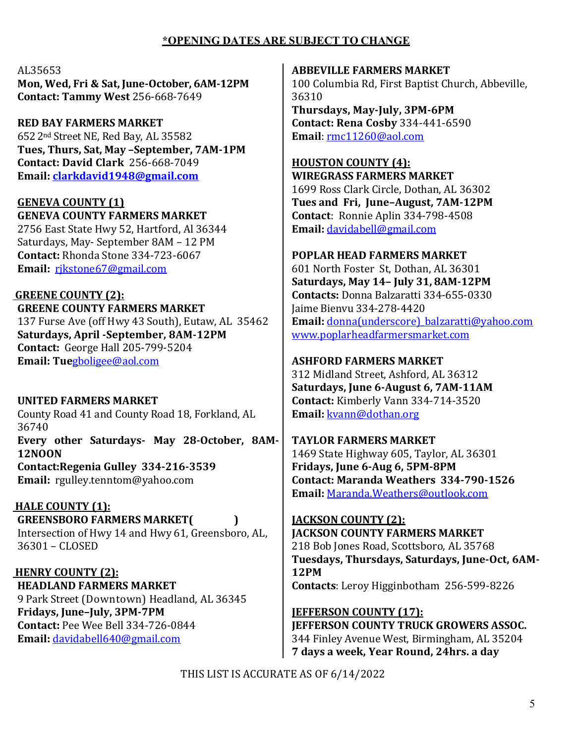**\*OPENING DATES ARE SUBJECT TO CHANGE**

AL35653
**Mon, Wed, Fri & Sat, June-October, 6AM-12PM**
**Contact: Tammy West** 256-668-7649

**RED BAY FARMERS MARKET**
652 2nd Street NE, Red Bay, AL 35582
**Tues, Thurs, Sat, May –September, 7AM-1PM**
**Contact: David Clark** 256-668-7049
**Email: clarkdavid1948@gmail.com**

**GENEVA COUNTY (1)**
**GENEVA COUNTY FARMERS MARKET**
2756 East State Hwy 52, Hartford, Al 36344
Saturdays, May- September 8AM – 12 PM
**Contact:** Rhonda Stone 334-723-6067
**Email:** rjkstone67@gmail.com

**GREENE COUNTY (2):**
**GREENE COUNTY FARMERS MARKET**
137 Furse Ave (off Hwy 43 South), Eutaw, AL 35462
**Saturdays, April -September, 8AM-12PM**
**Contact:** George Hall 205-799-5204
**Email: Tue**gboligee@aol.com

**UNITED FARMERS MARKET**
County Road 41 and County Road 18, Forkland, AL 36740
**Every other Saturdays- May 28-October, 8AM-12NOON**
**Contact:Regenia Gulley 334-216-3539**
**Email:** rgulley.tenntom@yahoo.com

**HALE COUNTY (1):**
**GREENSBORO FARMERS MARKET( )**
Intersection of Hwy 14 and Hwy 61, Greensboro, AL, 36301 – CLOSED

**HENRY COUNTY (2):**
**HEADLAND FARMERS MARKET**
9 Park Street (Downtown) Headland, AL 36345
**Fridays, June–July, 3PM-7PM**
**Contact:** Pee Wee Bell 334-726-0844
**Email:** davidabell640@gmail.com

**ABBEVILLE FARMERS MARKET**
100 Columbia Rd, First Baptist Church, Abbeville, 36310
**Thursdays, May-July, 3PM-6PM**
**Contact: Rena Cosby** 334-441-6590
**Email**: rmc11260@aol.com

**HOUSTON COUNTY (4):**
**WIREGRASS FARMERS MARKET**
1699 Ross Clark Circle, Dothan, AL 36302
**Tues and Fri, June–August, 7AM-12PM**
**Contact**: Ronnie Aplin 334-798-4508
**Email:** davidabell@gmail.com

**POPLAR HEAD FARMERS MARKET**
601 North Foster St, Dothan, AL 36301
**Saturdays, May 14– July 31, 8AM-12PM**
**Contacts:** Donna Balzaratti 334-655-0330
Jaime Bienvu 334-278-4420
**Email:** donna(underscore)_balzaratti@yahoo.com
www.poplarheadfarmersmarket.com

**ASHFORD FARMERS MARKET**
312 Midland Street, Ashford, AL 36312
**Saturdays, June 6-August 6, 7AM-11AM**
**Contact:** Kimberly Vann 334-714-3520
**Email:** kvann@dothan.org

**TAYLOR FARMERS MARKET**
1469 State Highway 605, Taylor, AL 36301
**Fridays, June 6-Aug 6, 5PM-8PM**
**Contact: Maranda Weathers 334-790-1526**
**Email:** Maranda.Weathers@outlook.com

**JACKSON COUNTY (2):**
**JACKSON COUNTY FARMERS MARKET**
218 Bob Jones Road, Scottsboro, AL 35768
**Tuesdays, Thursdays, Saturdays, June-Oct, 6AM-12PM**
**Contacts**: Leroy Higginbotham 256-599-8226

**JEFFERSON COUNTY (17):**
**JEFFERSON COUNTY TRUCK GROWERS ASSOC.**
344 Finley Avenue West, Birmingham, AL 35204
**7 days a week, Year Round, 24hrs. a day**

THIS LIST IS ACCURATE AS OF 6/14/2022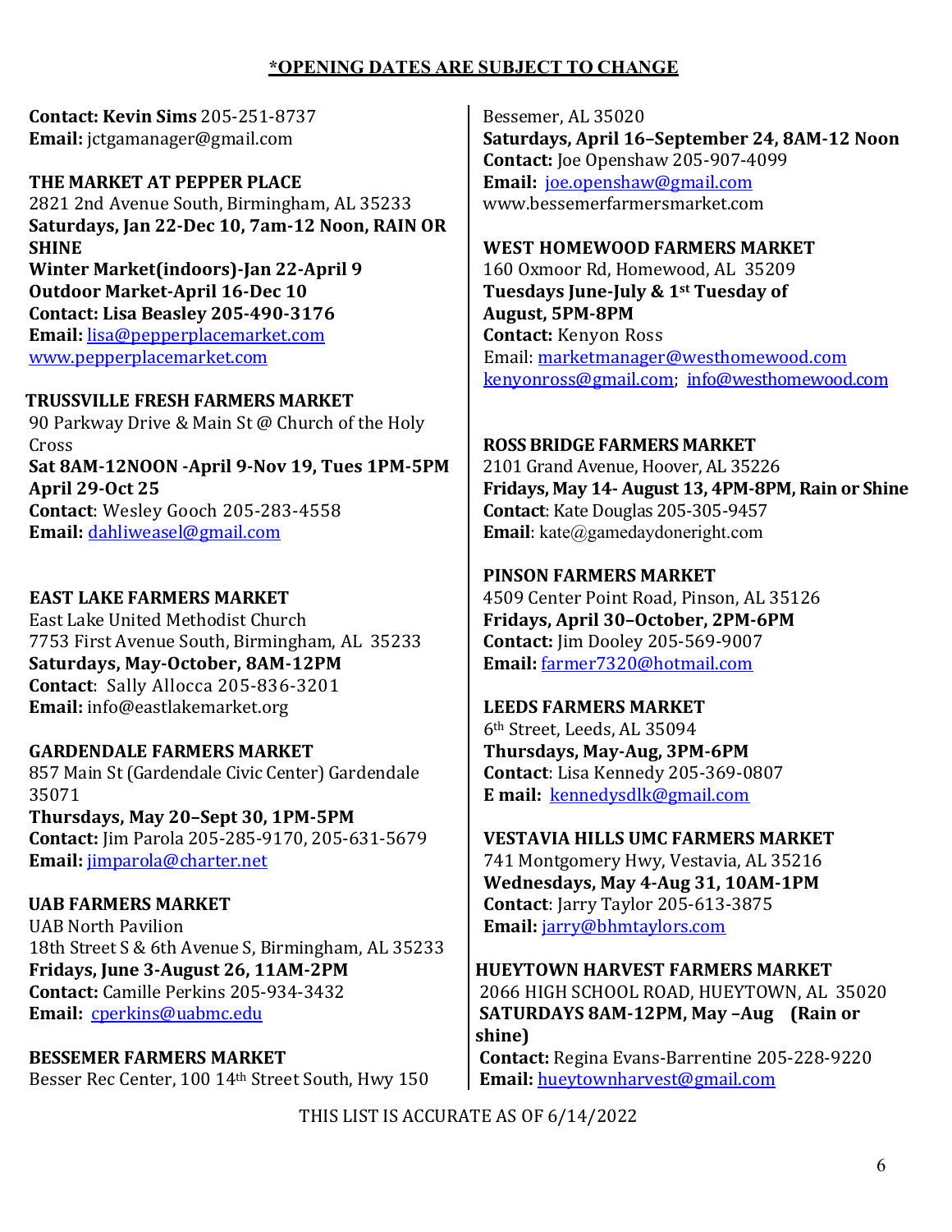**\*OPENING DATES ARE SUBJECT TO CHANGE**

**Contact: Kevin Sims** 205-251-8737
**Email:** jctgamanager@gmail.com

**THE MARKET AT PEPPER PLACE**
2821 2nd Avenue South, Birmingham, AL 35233
**Saturdays, Jan 22-Dec 10, 7am-12 Noon, RAIN OR SHINE**
**Winter Market(indoors)-Jan 22-April 9**
**Outdoor Market-April 16-Dec 10**
**Contact: Lisa Beasley 205-490-3176**
**Email:** lisa@pepperplacemarket.com
www.pepperplacemarket.com

**TRUSSVILLE FRESH FARMERS MARKET**
90 Parkway Drive & Main St @ Church of the Holy Cross
**Sat 8AM-12NOON -April 9-Nov 19, Tues 1PM-5PM April 29-Oct 25**
**Contact**: Wesley Gooch 205-283-4558
**Email:** dahliweasel@gmail.com

**EAST LAKE FARMERS MARKET**
East Lake United Methodist Church
7753 First Avenue South, Birmingham, AL 35233
**Saturdays, May-October, 8AM-12PM**
**Contact**: Sally Allocca 205-836-3201
**Email:** info@eastlakemarket.org

**GARDENDALE FARMERS MARKET**
857 Main St (Gardendale Civic Center) Gardendale 35071
**Thursdays, May 20–Sept 30, 1PM-5PM**
**Contact:** Jim Parola 205-285-9170, 205-631-5679
**Email:** jimparola@charter.net

**UAB FARMERS MARKET**
UAB North Pavilion
18th Street S & 6th Avenue S, Birmingham, AL 35233
**Fridays, June 3-August 26, 11AM-2PM**
**Contact:** Camille Perkins 205-934-3432
**Email:** cperkins@uabmc.edu

**BESSEMER FARMERS MARKET**
Besser Rec Center, 100 14th Street South, Hwy 150
Bessemer, AL 35020
**Saturdays, April 16–September 24, 8AM-12 Noon**
**Contact:** Joe Openshaw 205-907-4099
**Email:** joe.openshaw@gmail.com
www.bessemerfarmersmarket.com

**WEST HOMEWOOD FARMERS MARKET**
160 Oxmoor Rd, Homewood, AL 35209
**Tuesdays June-July & 1st Tuesday of August, 5PM-8PM**
**Contact:** Kenyon Ross
Email: marketmanager@westhomewood.com
kenyonross@gmail.com; info@westhomewood.com

**ROSS BRIDGE FARMERS MARKET**
2101 Grand Avenue, Hoover, AL 35226
**Fridays, May 14- August 13, 4PM-8PM, Rain or Shine**
**Contact**: Kate Douglas 205-305-9457
**Email**: kate@gamedaydoneright.com

**PINSON FARMERS MARKET**
4509 Center Point Road, Pinson, AL 35126
**Fridays, April 30–October, 2PM-6PM**
**Contact:** Jim Dooley 205-569-9007
**Email:** farmer7320@hotmail.com

**LEEDS FARMERS MARKET**
6th Street, Leeds, AL 35094
**Thursdays, May-Aug, 3PM-6PM**
**Contact**: Lisa Kennedy 205-369-0807
**E mail:** kennedysdlk@gmail.com

**VESTAVIA HILLS UMC FARMERS MARKET**
741 Montgomery Hwy, Vestavia, AL 35216
**Wednesdays, May 4-Aug 31, 10AM-1PM**
**Contact**: Jarry Taylor 205-613-3875
**Email:** jarry@bhmtaylors.com

**HUEYTOWN HARVEST FARMERS MARKET**
2066 HIGH SCHOOL ROAD, HUEYTOWN, AL 35020
**SATURDAYS 8AM-12PM, May –Aug (Rain or shine)**
**Contact:** Regina Evans-Barrentine 205-228-9220
**Email:** hueytownharvest@gmail.com

THIS LIST IS ACCURATE AS OF 6/14/2022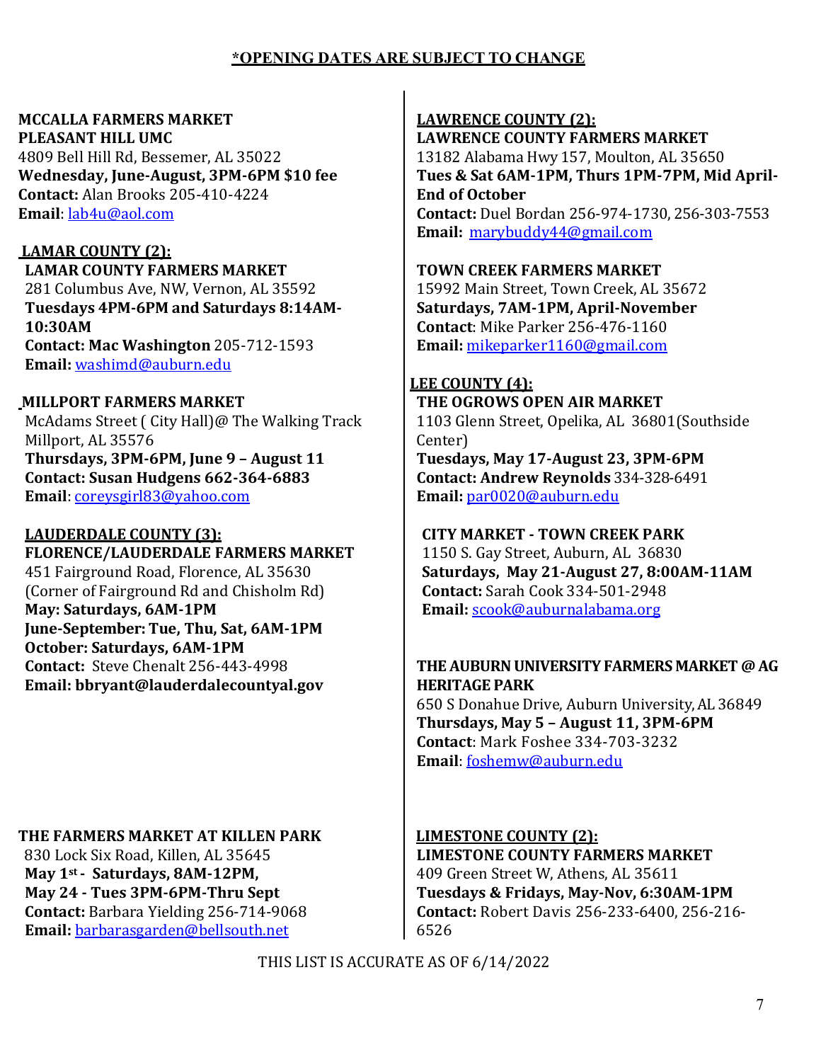**\*OPENING DATES ARE SUBJECT TO CHANGE**

**MCCALLA FARMERS MARKET**
**PLEASANT HILL UMC**
4809 Bell Hill Rd, Bessemer, AL 35022
**Wednesday, June-August, 3PM-6PM $10 fee**
**Contact:** Alan Brooks 205-410-4224
**Email**: lab4u@aol.com

**LAMAR COUNTY (2):**

**LAMAR COUNTY FARMERS MARKET**
281 Columbus Ave, NW, Vernon, AL 35592
**Tuesdays 4PM-6PM and Saturdays 8:14AM-10:30AM**
**Contact: Mac Washington** 205-712-1593
**Email:** washimd@auburn.edu

**MILLPORT FARMERS MARKET**
McAdams Street ( City Hall)@ The Walking Track
Millport, AL 35576
**Thursdays, 3PM-6PM, June 9 – August 11**
**Contact: Susan Hudgens 662-364-6883**
**Email**: coreysgirl83@yahoo.com

**LAUDERDALE COUNTY (3):**

**FLORENCE/LAUDERDALE FARMERS MARKET**
451 Fairground Road, Florence, AL 35630
(Corner of Fairground Rd and Chisholm Rd)
**May: Saturdays, 6AM-1PM**
**June-September: Tue, Thu, Sat, 6AM-1PM**
**October: Saturdays, 6AM-1PM**
**Contact:** Steve Chenalt 256-443-4998
**Email: bbryant@lauderdalecountyal.gov**

**THE FARMERS MARKET AT KILLEN PARK**
830 Lock Six Road, Killen, AL 35645
**May 1st - Saturdays, 8AM-12PM,**
**May 24 - Tues 3PM-6PM-Thru Sept**
**Contact:** Barbara Yielding 256-714-9068
**Email:** barbarasgarden@bellsouth.net

**LAWRENCE COUNTY (2):**

**LAWRENCE COUNTY FARMERS MARKET**
13182 Alabama Hwy 157, Moulton, AL 35650
**Tues & Sat 6AM-1PM, Thurs 1PM-7PM, Mid April-End of October**
**Contact:** Duel Bordan 256-974-1730, 256-303-7553
**Email:** marybuddy44@gmail.com

**TOWN CREEK FARMERS MARKET**
15992 Main Street, Town Creek, AL 35672
**Saturdays, 7AM-1PM, April-November**
**Contact**: Mike Parker 256-476-1160
**Email:** mikeparker1160@gmail.com

**LEE COUNTY (4):**

**THE OGROWS OPEN AIR MARKET**
1103 Glenn Street, Opelika, AL 36801(Southside Center)
**Tuesdays, May 17-August 23, 3PM-6PM**
**Contact: Andrew Reynolds** 334-328-6491
**Email:** par0020@auburn.edu

**CITY MARKET - TOWN CREEK PARK**
1150 S. Gay Street, Auburn, AL 36830
**Saturdays, May 21-August 27, 8:00AM-11AM**
**Contact:** Sarah Cook 334-501-2948
**Email:** scook@auburnalabama.org

**THE AUBURN UNIVERSITY FARMERS MARKET @ AG HERITAGE PARK**
650 S Donahue Drive, Auburn University, AL 36849
**Thursdays, May 5 – August 11, 3PM-6PM**
**Contact**: Mark Foshee 334-703-3232
**Email**: foshemw@auburn.edu

**LIMESTONE COUNTY (2):**

**LIMESTONE COUNTY FARMERS MARKET**
409 Green Street W, Athens, AL 35611
**Tuesdays & Fridays, May-Nov, 6:30AM-1PM**
**Contact:** Robert Davis 256-233-6400, 256-216-6526

THIS LIST IS ACCURATE AS OF 6/14/2022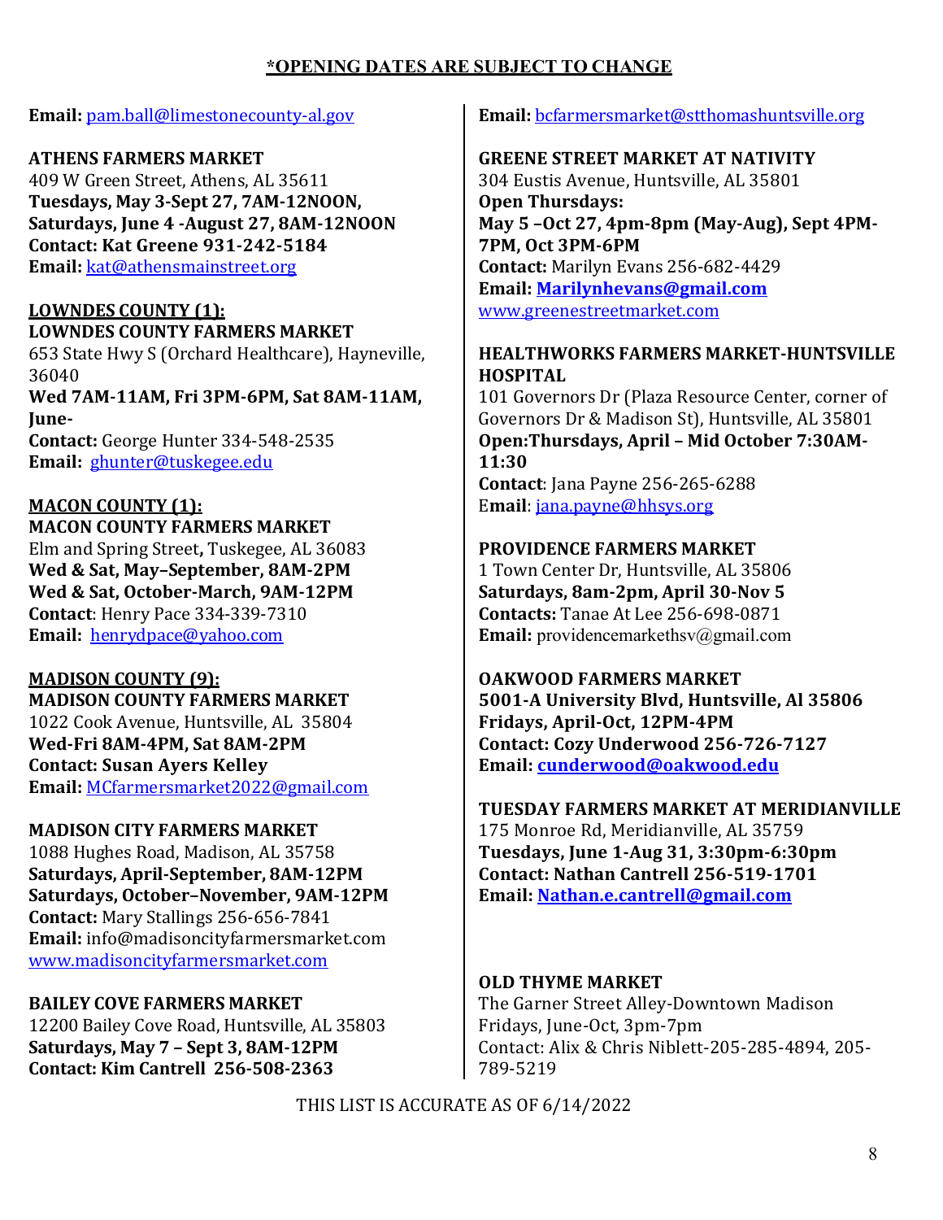**\*OPENING DATES ARE SUBJECT TO CHANGE**

**Email:** pam.ball@limestonecounty-al.gov

**ATHENS FARMERS MARKET**
409 W Green Street, Athens, AL 35611
**Tuesdays, May 3-Sept 27, 7AM-12NOON,**
**Saturdays, June 4 -August 27, 8AM-12NOON**
**Contact: Kat Greene 931-242-5184**
**Email:** kat@athensmainstreet.org

**LOWNDES COUNTY (1):**
**LOWNDES COUNTY FARMERS MARKET**
653 State Hwy S (Orchard Healthcare), Hayneville, 36040
**Wed 7AM-11AM, Fri 3PM-6PM, Sat 8AM-11AM, June-**
**Contact:** George Hunter 334-548-2535
**Email:** ghunter@tuskegee.edu

**MACON COUNTY (1):**
**MACON COUNTY FARMERS MARKET**
Elm and Spring Street**,** Tuskegee, AL 36083
**Wed & Sat, May–September, 8AM-2PM**
**Wed & Sat, October-March, 9AM-12PM**
**Contact**: Henry Pace 334-339-7310
**Email:** henrydpace@yahoo.com

**MADISON COUNTY (9):**
**MADISON COUNTY FARMERS MARKET**
1022 Cook Avenue, Huntsville, AL 35804
**Wed-Fri 8AM-4PM, Sat 8AM-2PM**
**Contact: Susan Ayers Kelley**
**Email:** MCfarmersmarket2022@gmail.com

**MADISON CITY FARMERS MARKET**
1088 Hughes Road, Madison, AL 35758
**Saturdays, April-September, 8AM-12PM**
**Saturdays, October–November, 9AM-12PM**
**Contact:** Mary Stallings 256-656-7841
**Email:** info@madisoncityfarmersmarket.com
www.madisoncityfarmersmarket.com

**BAILEY COVE FARMERS MARKET**
12200 Bailey Cove Road, Huntsville, AL 35803
**Saturdays, May 7 – Sept 3, 8AM-12PM**
**Contact: Kim Cantrell 256-508-2363**

**Email:** bcfarmersmarket@stthomashuntsville.org

**GREENE STREET MARKET AT NATIVITY**
304 Eustis Avenue, Huntsville, AL 35801
**Open Thursdays:**
**May 5 –Oct 27, 4pm-8pm (May-Aug), Sept 4PM-7PM, Oct 3PM-6PM**
**Contact:** Marilyn Evans 256-682-4429
**Email: Marilynhevans@gmail.com**
www.greenestreetmarket.com

**HEALTHWORKS FARMERS MARKET-HUNTSVILLE HOSPITAL**
101 Governors Dr (Plaza Resource Center, corner of Governors Dr & Madison St), Huntsville, AL 35801
**Open:Thursdays, April – Mid October 7:30AM-11:30**
**Contact**: Jana Payne 256-265-6288
**Email**: jana.payne@hhsys.org

**PROVIDENCE FARMERS MARKET**
1 Town Center Dr, Huntsville, AL 35806
**Saturdays, 8am-2pm, April 30-Nov 5**
**Contacts:** Tanae At Lee 256-698-0871
**Email:** providencemarkethsv@gmail.com

**OAKWOOD FARMERS MARKET**
**5001-A University Blvd, Huntsville, Al 35806**
**Fridays, April-Oct, 12PM-4PM**
**Contact: Cozy Underwood 256-726-7127**
**Email: cunderwood@oakwood.edu**

**TUESDAY FARMERS MARKET AT MERIDIANVILLE**
175 Monroe Rd, Meridianville, AL 35759
**Tuesdays, June 1-Aug 31, 3:30pm-6:30pm**
**Contact: Nathan Cantrell 256-519-1701**
**Email: Nathan.e.cantrell@gmail.com**

**OLD THYME MARKET**
The Garner Street Alley-Downtown Madison
Fridays, June-Oct, 3pm-7pm
Contact: Alix & Chris Niblett-205-285-4894, 205-789-5219

THIS LIST IS ACCURATE AS OF 6/14/2022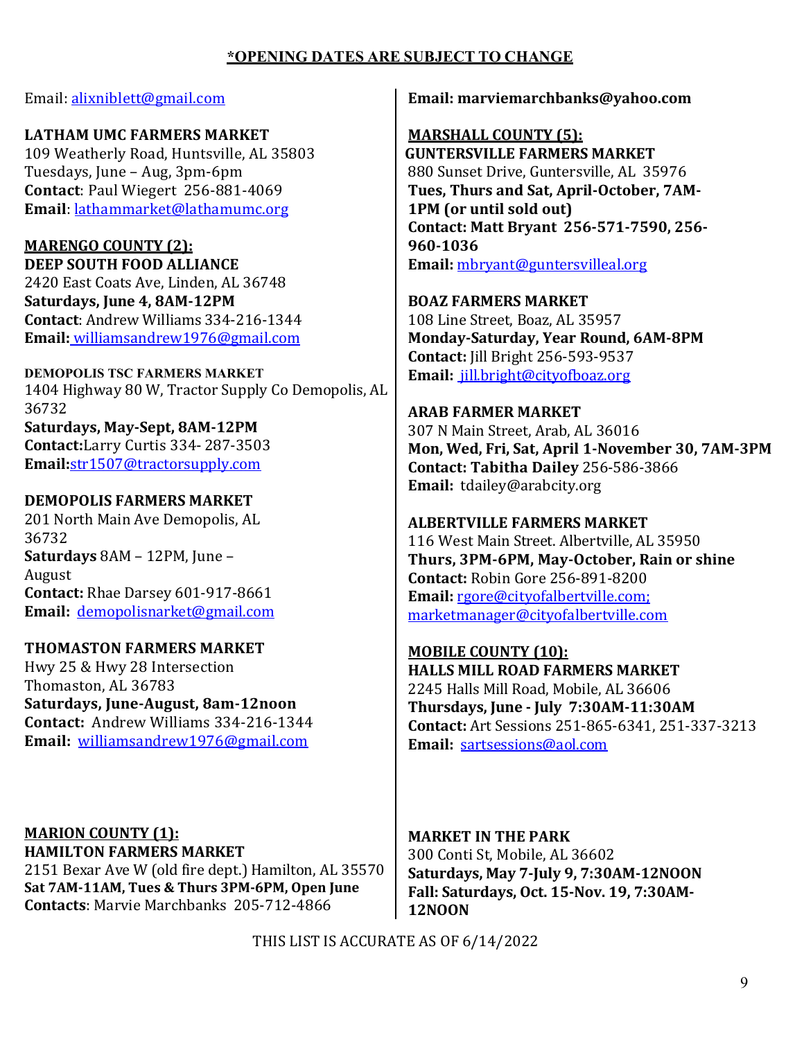**\*OPENING DATES ARE SUBJECT TO CHANGE**

Email: alixniblett@gmail.com

**LATHAM UMC FARMERS MARKET**
109 Weatherly Road, Huntsville, AL 35803
Tuesdays, June – Aug, 3pm-6pm
**Contact**: Paul Wiegert 256-881-4069
**Email**: lathammarket@lathamumc.org

**MARENGO COUNTY (2):**

**DEEP SOUTH FOOD ALLIANCE**
2420 East Coats Ave, Linden, AL 36748
**Saturdays, June 4, 8AM-12PM**
**Contact**: Andrew Williams 334-216-1344
**Email:** williamsandrew1976@gmail.com

**DEMOPOLIS TSC FARMERS MARKET**
1404 Highway 80 W, Tractor Supply Co Demopolis, AL 36732
**Saturdays, May-Sept, 8AM-12PM**
**Contact:**Larry Curtis 334- 287-3503
**Email:**str1507@tractorsupply.com

**DEMOPOLIS FARMERS MARKET**
201 North Main Ave Demopolis, AL 36732
**Saturdays** 8AM – 12PM, June – August
**Contact:** Rhae Darsey 601-917-8661
**Email:** demopolisnarket@gmail.com

**THOMASTON FARMERS MARKET**
Hwy 25 & Hwy 28 Intersection
Thomaston, AL 36783
**Saturdays, June-August, 8am-12noon**
**Contact:** Andrew Williams 334-216-1344
**Email:** williamsandrew1976@gmail.com

**MARION COUNTY (1):**

**HAMILTON FARMERS MARKET**
2151 Bexar Ave W (old fire dept.) Hamilton, AL 35570
**Sat 7AM-11AM, Tues & Thurs 3PM-6PM, Open June**
**Contacts**: Marvie Marchbanks 205-712-4866
**Email: marviemarchbanks@yahoo.com**

**MARSHALL COUNTY (5):**

**GUNTERSVILLE FARMERS MARKET**
880 Sunset Drive, Guntersville, AL 35976
**Tues, Thurs and Sat, April-October, 7AM-1PM (or until sold out)**
**Contact: Matt Bryant 256-571-7590, 256-960-1036**
**Email:** mbryant@guntersvilleal.org

**BOAZ FARMERS MARKET**
108 Line Street, Boaz, AL 35957
**Monday-Saturday, Year Round, 6AM-8PM**
**Contact:** Jill Bright 256-593-9537
**Email:** jill.bright@cityofboaz.org

**ARAB FARMER MARKET**
307 N Main Street, Arab, AL 36016
**Mon, Wed, Fri, Sat, April 1-November 30, 7AM-3PM**
**Contact: Tabitha Dailey** 256-586-3866
**Email:** tdailey@arabcity.org

**ALBERTVILLE FARMERS MARKET**
116 West Main Street. Albertville, AL 35950
**Thurs, 3PM-6PM, May-October, Rain or shine**
**Contact:** Robin Gore 256-891-8200
**Email:** rgore@cityofalbertville.com; marketmanager@cityofalbertville.com

**MOBILE COUNTY (10):**

**HALLS MILL ROAD FARMERS MARKET**
2245 Halls Mill Road, Mobile, AL 36606
**Thursdays, June - July 7:30AM-11:30AM**
**Contact:** Art Sessions 251-865-6341, 251-337-3213
**Email:** sartsessions@aol.com

**MARKET IN THE PARK**
300 Conti St, Mobile, AL 36602
**Saturdays, May 7-July 9, 7:30AM-12NOON**
**Fall: Saturdays, Oct. 15-Nov. 19, 7:30AM-12NOON**

THIS LIST IS ACCURATE AS OF 6/14/2022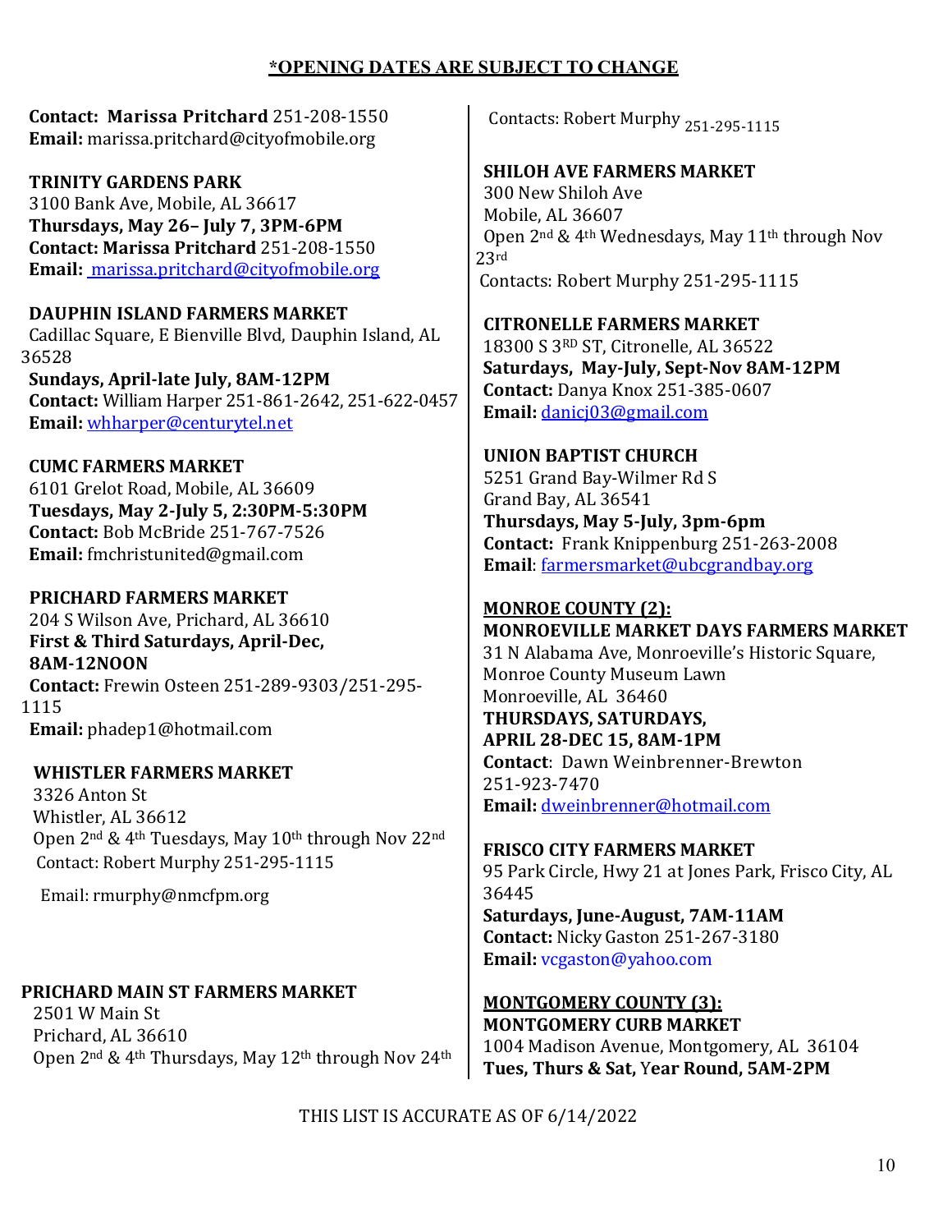**\*OPENING DATES ARE SUBJECT TO CHANGE**

**Contact: Marissa Pritchard** 251-208-1550
**Email:** marissa.pritchard@cityofmobile.org

**TRINITY GARDENS PARK**
3100 Bank Ave, Mobile, AL 36617
**Thursdays, May 26– July 7, 3PM-6PM**
**Contact: Marissa Pritchard** 251-208-1550
**Email:** marissa.pritchard@cityofmobile.org

**DAUPHIN ISLAND FARMERS MARKET**
Cadillac Square, E Bienville Blvd, Dauphin Island, AL 36528
**Sundays, April-late July, 8AM-12PM**
**Contact:** William Harper 251-861-2642, 251-622-0457
**Email:** whharper@centurytel.net

**CUMC FARMERS MARKET**
6101 Grelot Road, Mobile, AL 36609
**Tuesdays, May 2-July 5, 2:30PM-5:30PM**
**Contact:** Bob McBride 251-767-7526
**Email:** fmchristunited@gmail.com

**PRICHARD FARMERS MARKET**
204 S Wilson Ave, Prichard, AL 36610
**First & Third Saturdays, April-Dec, 8AM-12NOON**
**Contact:** Frewin Osteen 251-289-9303/251-295-1115
**Email:** phadep1@hotmail.com

**WHISTLER FARMERS MARKET**
3326 Anton St
Whistler, AL 36612
Open 2nd & 4th Tuesdays, May 10th through Nov 22nd
Contact: Robert Murphy 251-295-1115

Email: rmurphy@nmcfpm.org

**PRICHARD MAIN ST FARMERS MARKET**
2501 W Main St
Prichard, AL 36610
Open 2nd & 4th Thursdays, May 12th through Nov 24th
Contacts: Robert Murphy 251-295-1115

**SHILOH AVE FARMERS MARKET**
300 New Shiloh Ave
Mobile, AL 36607
Open 2nd & 4th Wednesdays, May 11th through Nov 23rd
Contacts: Robert Murphy 251-295-1115

**CITRONELLE FARMERS MARKET**
18300 S 3RD ST, Citronelle, AL 36522
**Saturdays, May-July, Sept-Nov 8AM-12PM**
**Contact:** Danya Knox 251-385-0607
**Email:** danicj03@gmail.com

**UNION BAPTIST CHURCH**
5251 Grand Bay-Wilmer Rd S
Grand Bay, AL 36541
**Thursdays, May 5-July, 3pm-6pm**
**Contact:** Frank Knippenburg 251-263-2008
**Email**: farmersmarket@ubcgrandbay.org

## MONROE COUNTY (2):

**MONROEVILLE MARKET DAYS FARMERS MARKET**
31 N Alabama Ave, Monroeville's Historic Square, Monroe County Museum Lawn
Monroeville, AL 36460
**THURSDAYS, SATURDAYS, APRIL 28-DEC 15, 8AM-1PM**
**Contact**: Dawn Weinbrenner-Brewton 251-923-7470
**Email:** dweinbrenner@hotmail.com

**FRISCO CITY FARMERS MARKET**
95 Park Circle, Hwy 21 at Jones Park, Frisco City, AL 36445
**Saturdays, June-August, 7AM-11AM**
**Contact:** Nicky Gaston 251-267-3180
**Email:** vcgaston@yahoo.com

## MONTGOMERY COUNTY (3):

**MONTGOMERY CURB MARKET**
1004 Madison Avenue, Montgomery, AL 36104
**Tues, Thurs & Sat, Year Round, 5AM-2PM**

THIS LIST IS ACCURATE AS OF 6/14/2022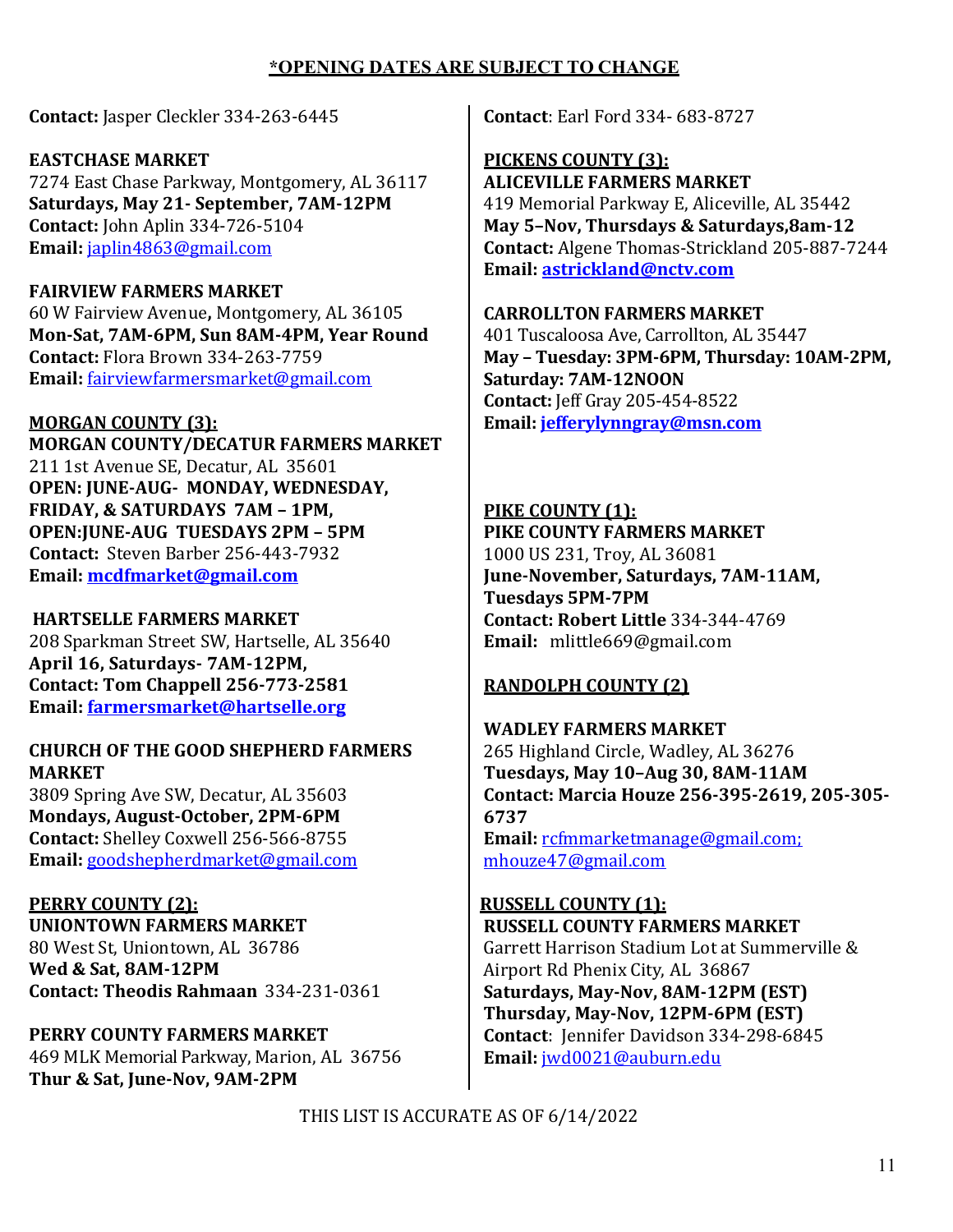**\*OPENING DATES ARE SUBJECT TO CHANGE**

**Contact:** Jasper Cleckler 334-263-6445

**EASTCHASE MARKET**
7274 East Chase Parkway, Montgomery, AL 36117
**Saturdays, May 21- September, 7AM-12PM**
**Contact:** John Aplin 334-726-5104
**Email:** japlin4863@gmail.com

**FAIRVIEW FARMERS MARKET**
60 W Fairview Avenue**,** Montgomery, AL 36105
**Mon-Sat, 7AM-6PM, Sun 8AM-4PM, Year Round**
**Contact:** Flora Brown 334-263-7759
**Email:** fairviewfarmersmarket@gmail.com

**MORGAN COUNTY (3):**

**MORGAN COUNTY/DECATUR FARMERS MARKET**
211 1st Avenue SE, Decatur, AL 35601
**OPEN: JUNE-AUG- MONDAY, WEDNESDAY, FRIDAY, & SATURDAYS 7AM – 1PM,**
**OPEN:JUNE-AUG TUESDAYS 2PM – 5PM**
**Contact:** Steven Barber 256-443-7932
**Email: mcdfmarket@gmail.com**

**HARTSELLE FARMERS MARKET**
208 Sparkman Street SW, Hartselle, AL 35640
**April 16, Saturdays- 7AM-12PM,**
**Contact: Tom Chappell 256-773-2581**
**Email: farmersmarket@hartselle.org**

**CHURCH OF THE GOOD SHEPHERD FARMERS MARKET**
3809 Spring Ave SW, Decatur, AL 35603
**Mondays, August-October, 2PM-6PM**
**Contact:** Shelley Coxwell 256-566-8755
**Email:** goodshepherdmarket@gmail.com

**PERRY COUNTY (2):**

**UNIONTOWN FARMERS MARKET**
80 West St, Uniontown, AL 36786
**Wed & Sat, 8AM-12PM**
**Contact: Theodis Rahmaan** 334-231-0361

**PERRY COUNTY FARMERS MARKET**
469 MLK Memorial Parkway, Marion, AL 36756
**Thur & Sat, June-Nov, 9AM-2PM**
**Contact**: Earl Ford 334- 683-8727

**PICKENS COUNTY (3):**

**ALICEVILLE FARMERS MARKET**
419 Memorial Parkway E, Aliceville, AL 35442
**May 5–Nov, Thursdays & Saturdays,8am-12**
**Contact:** Algene Thomas-Strickland 205-887-7244
**Email: astrickland@nctv.com**

**CARROLLTON FARMERS MARKET**
401 Tuscaloosa Ave, Carrollton, AL 35447
**May – Tuesday: 3PM-6PM, Thursday: 10AM-2PM, Saturday: 7AM-12NOON**
**Contact:** Jeff Gray 205-454-8522
**Email: jefferylynngray@msn.com**

**PIKE COUNTY (1):**

**PIKE COUNTY FARMERS MARKET**
1000 US 231, Troy, AL 36081
**June-November, Saturdays, 7AM-11AM, Tuesdays 5PM-7PM**
**Contact: Robert Little** 334-344-4769
**Email:** mlittle669@gmail.com

**RANDOLPH COUNTY (2)**

**WADLEY FARMERS MARKET**
265 Highland Circle, Wadley, AL 36276
**Tuesdays, May 10–Aug 30, 8AM-11AM**
**Contact: Marcia Houze 256-395-2619, 205-305-6737**
**Email:** rcfmmarketmanage@gmail.com; mhouze47@gmail.com

**RUSSELL COUNTY (1):**

**RUSSELL COUNTY FARMERS MARKET**
Garrett Harrison Stadium Lot at Summerville & Airport Rd Phenix City, AL 36867
**Saturdays, May-Nov, 8AM-12PM (EST)**
**Thursday, May-Nov, 12PM-6PM (EST)**
**Contact**: Jennifer Davidson 334-298-6845
**Email:** jwd0021@auburn.edu

THIS LIST IS ACCURATE AS OF 6/14/2022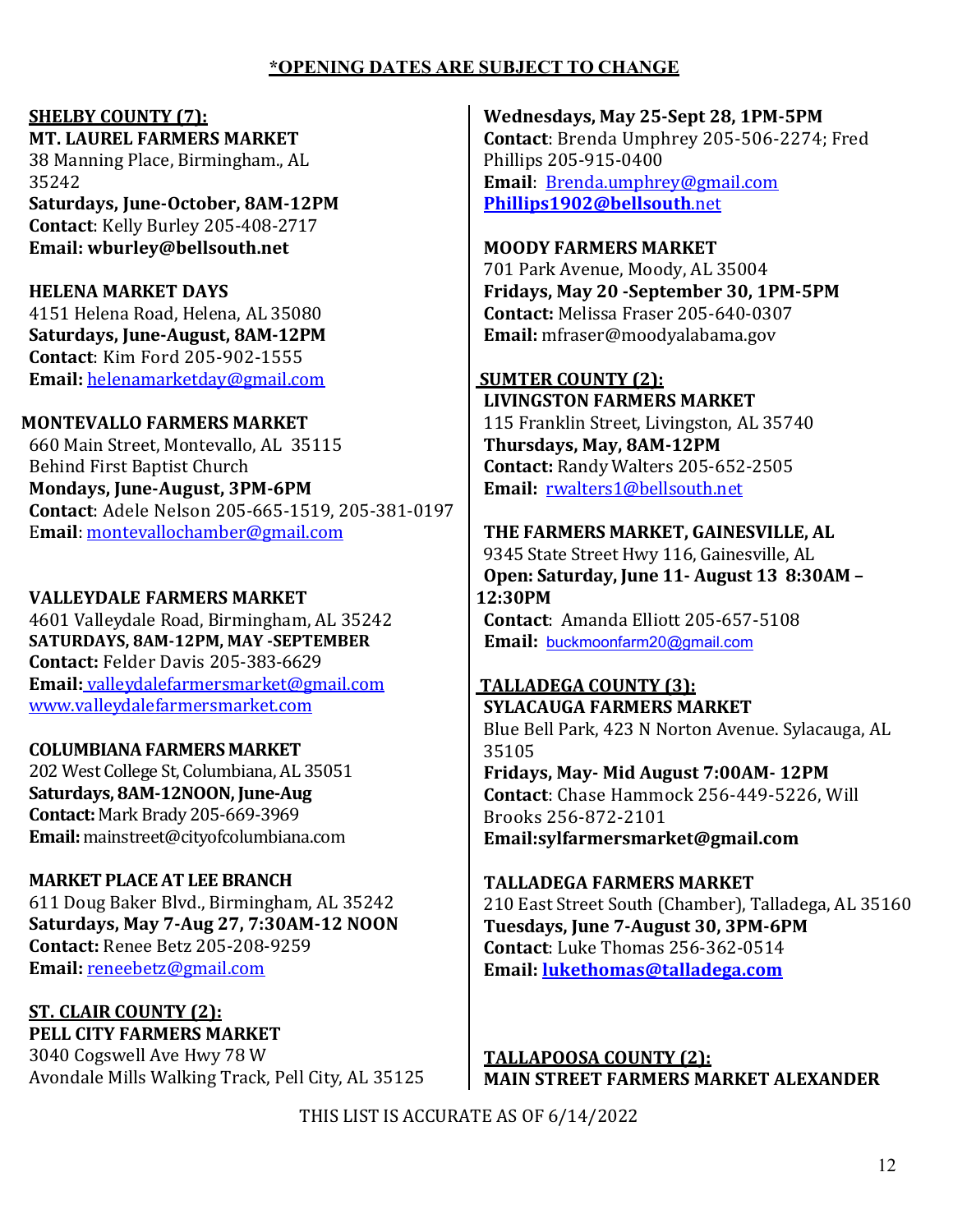**\*OPENING DATES ARE SUBJECT TO CHANGE**

**SHELBY COUNTY (7):**

**MT. LAUREL FARMERS MARKET**
38 Manning Place, Birmingham., AL 35242
**Saturdays, June-October, 8AM-12PM**
**Contact**: Kelly Burley 205-408-2717
**Email: wburley@bellsouth.net**

**HELENA MARKET DAYS**
4151 Helena Road, Helena, AL 35080
**Saturdays, June-August, 8AM-12PM**
**Contact**: Kim Ford 205-902-1555
**Email:** helenamarketday@gmail.com

**MONTEVALLO FARMERS MARKET**
660 Main Street, Montevallo, AL 35115
Behind First Baptist Church
**Mondays, June-August, 3PM-6PM**
**Contact**: Adele Nelson 205-665-1519, 205-381-0197
**Email**: montevallochamber@gmail.com

**VALLEYDALE FARMERS MARKET**
4601 Valleydale Road, Birmingham, AL 35242
**SATURDAYS, 8AM-12PM, MAY -SEPTEMBER**
**Contact:** Felder Davis 205-383-6629
**Email:** valleydalefarmersmarket@gmail.com
www.valleydalefarmersmarket.com

**COLUMBIANA FARMERS MARKET**
202 West College St, Columbiana, AL 35051
**Saturdays, 8AM-12NOON, June-Aug**
**Contact:** Mark Brady 205-669-3969
**Email:** mainstreet@cityofcolumbiana.com

**MARKET PLACE AT LEE BRANCH**
611 Doug Baker Blvd., Birmingham, AL 35242
**Saturdays, May 7-Aug 27, 7:30AM-12 NOON**
**Contact:** Renee Betz 205-208-9259
**Email:** reneebetz@gmail.com

**ST. CLAIR COUNTY (2):**

**PELL CITY FARMERS MARKET**
3040 Cogswell Ave Hwy 78 W
Avondale Mills Walking Track, Pell City, AL 35125
**Wednesdays, May 25-Sept 28, 1PM-5PM**
**Contact**: Brenda Umphrey 205-506-2274; Fred Phillips 205-915-0400
**Email**: Brenda.umphrey@gmail.com
**Phillips1902@bellsouth**.net

**MOODY FARMERS MARKET**
701 Park Avenue, Moody, AL 35004
**Fridays, May 20 -September 30, 1PM-5PM**
**Contact:** Melissa Fraser 205-640-0307
**Email:** mfraser@moodyalabama.gov

**SUMTER COUNTY (2):**

**LIVINGSTON FARMERS MARKET**
115 Franklin Street, Livingston, AL 35740
**Thursdays, May, 8AM-12PM**
**Contact:** Randy Walters 205-652-2505
**Email:** rwalters1@bellsouth.net

**THE FARMERS MARKET, GAINESVILLE, AL**
9345 State Street Hwy 116, Gainesville, AL
**Open: Saturday, June 11- August 13 8:30AM – 12:30PM**
**Contact**: Amanda Elliott 205-657-5108
**Email:** buckmoonfarm20@gmail.com

**TALLADEGA COUNTY (3):**

**SYLACAUGA FARMERS MARKET**
Blue Bell Park, 423 N Norton Avenue. Sylacauga, AL 35105
**Fridays, May- Mid August 7:00AM- 12PM**
**Contact**: Chase Hammock 256-449-5226, Will Brooks 256-872-2101
**Email:sylfarmersmarket@gmail.com**

**TALLADEGA FARMERS MARKET**
210 East Street South (Chamber), Talladega, AL 35160
**Tuesdays, June 7-August 30, 3PM-6PM**
**Contact**: Luke Thomas 256-362-0514
**Email: lukethomas@talladega.com**

**TALLAPOOSA COUNTY (2):**

**MAIN STREET FARMERS MARKET ALEXANDER**

THIS LIST IS ACCURATE AS OF 6/14/2022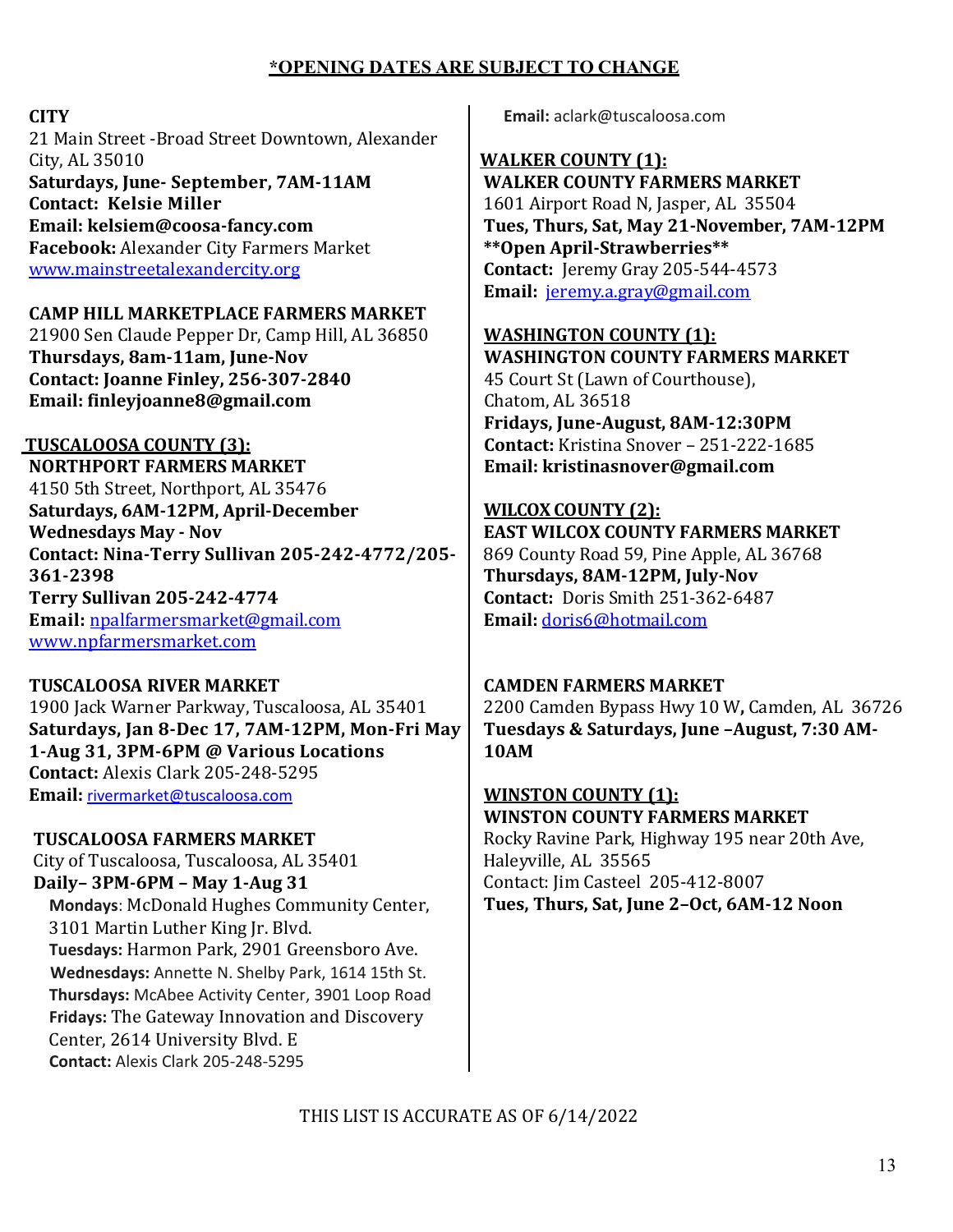**\*OPENING DATES ARE SUBJECT TO CHANGE**

**CITY**
21 Main Street -Broad Street Downtown, Alexander City, AL 35010
**Saturdays, June- September, 7AM-11AM**
**Contact: Kelsie Miller**
**Email: kelsiem@coosa-fancy.com**
**Facebook:** Alexander City Farmers Market
www.mainstreetalexandercity.org

**CAMP HILL MARKETPLACE FARMERS MARKET**
21900 Sen Claude Pepper Dr, Camp Hill, AL 36850
**Thursdays, 8am-11am, June-Nov**
**Contact: Joanne Finley, 256-307-2840**
**Email: finleyjoanne8@gmail.com**

## TUSCALOOSA COUNTY (3):

**NORTHPORT FARMERS MARKET**
4150 5th Street, Northport, AL 35476
**Saturdays, 6AM-12PM, April-December**
**Wednesdays May - Nov**
**Contact: Nina-Terry Sullivan 205-242-4772/205-361-2398**
**Terry Sullivan 205-242-4774**
**Email:** npalfarmersmarket@gmail.com
www.npfarmersmarket.com

**TUSCALOOSA RIVER MARKET**
1900 Jack Warner Parkway, Tuscaloosa, AL 35401
**Saturdays, Jan 8-Dec 17, 7AM-12PM, Mon-Fri May 1-Aug 31, 3PM-6PM @ Various Locations**
**Contact:** Alexis Clark 205-248-5295
**Email:** rivermarket@tuscaloosa.com

**TUSCALOOSA FARMERS MARKET**
City of Tuscaloosa, Tuscaloosa, AL 35401
**Daily– 3PM-6PM – May 1-Aug 31**
**Mondays**: McDonald Hughes Community Center, 3101 Martin Luther King Jr. Blvd.
**Tuesdays:** Harmon Park, 2901 Greensboro Ave.
**Wednesdays:** Annette N. Shelby Park, 1614 15th St.
**Thursdays:** McAbee Activity Center, 3901 Loop Road
**Fridays:** The Gateway Innovation and Discovery Center, 2614 University Blvd. E
**Contact:** Alexis Clark 205-248-5295
**Email:** aclark@tuscaloosa.com

## WALKER COUNTY (1):

**WALKER COUNTY FARMERS MARKET**
1601 Airport Road N, Jasper, AL 35504
**Tues, Thurs, Sat, May 21-November, 7AM-12PM**
**\*\*Open April-Strawberries\*\***
**Contact:** Jeremy Gray 205-544-4573
**Email:** jeremy.a.gray@gmail.com

## WASHINGTON COUNTY (1):

**WASHINGTON COUNTY FARMERS MARKET**
45 Court St (Lawn of Courthouse), Chatom, AL 36518
**Fridays, June-August, 8AM-12:30PM**
**Contact:** Kristina Snover – 251-222-1685
**Email: kristinasnover@gmail.com**

## WILCOX COUNTY (2):

**EAST WILCOX COUNTY FARMERS MARKET**
869 County Road 59, Pine Apple, AL 36768
**Thursdays, 8AM-12PM, July-Nov**
**Contact:** Doris Smith 251-362-6487
**Email:** doris6@hotmail.com

**CAMDEN FARMERS MARKET**
2200 Camden Bypass Hwy 10 W**,** Camden, AL 36726
**Tuesdays & Saturdays, June –August, 7:30 AM-10AM**

## WINSTON COUNTY (1):

**WINSTON COUNTY FARMERS MARKET**
Rocky Ravine Park, Highway 195 near 20th Ave, Haleyville, AL 35565
Contact: Jim Casteel 205-412-8007
**Tues, Thurs, Sat, June 2–Oct, 6AM-12 Noon**

THIS LIST IS ACCURATE AS OF 6/14/2022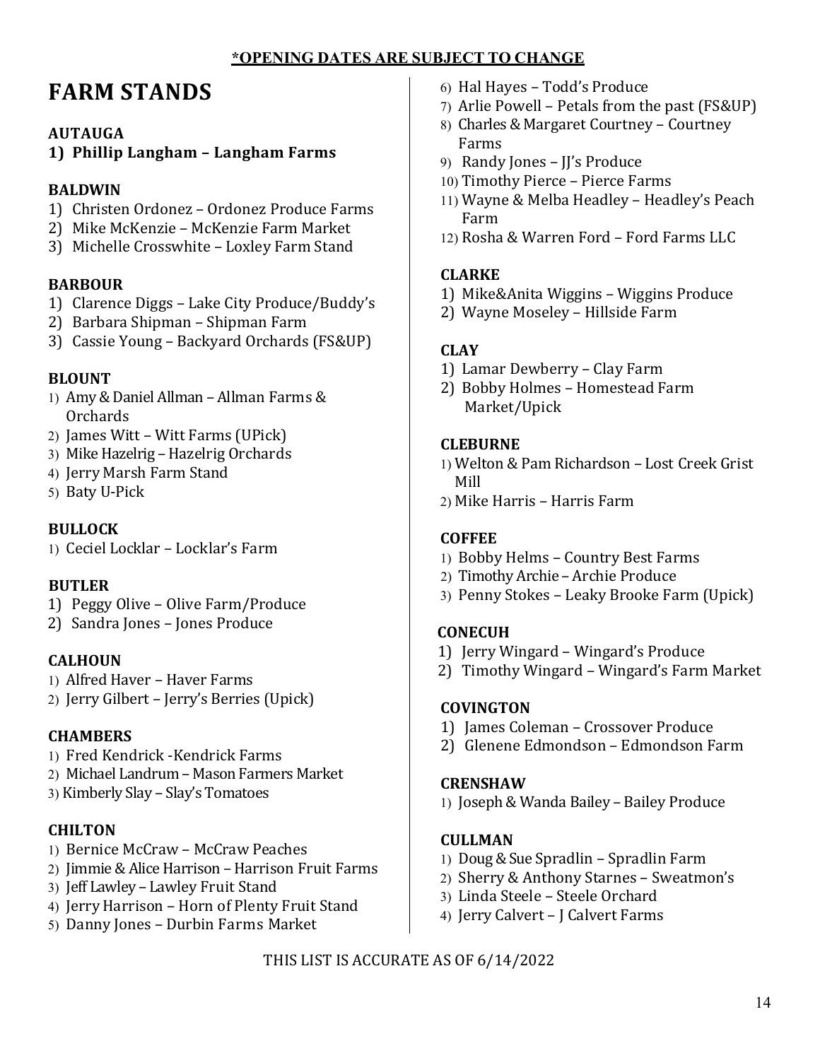**\*OPENING DATES ARE SUBJECT TO CHANGE**

# FARM STANDS

### AUTAUGA

1) **Phillip Langham – Langham Farms**

### BALDWIN

1) Christen Ordonez – Ordonez Produce Farms
2) Mike McKenzie – McKenzie Farm Market
3) Michelle Crosswhite – Loxley Farm Stand

### BARBOUR

1) Clarence Diggs – Lake City Produce/Buddy's
2) Barbara Shipman – Shipman Farm
3) Cassie Young – Backyard Orchards (FS&UP)

### BLOUNT

1) Amy & Daniel Allman – Allman Farms & Orchards
2) James Witt – Witt Farms (UPick)
3) Mike Hazelrig – Hazelrig Orchards
4) Jerry Marsh Farm Stand
5) Baty U-Pick

### BULLOCK

1) Ceciel Locklar – Locklar's Farm

### BUTLER

1) Peggy Olive – Olive Farm/Produce
2) Sandra Jones – Jones Produce

### CALHOUN

1) Alfred Haver – Haver Farms
2) Jerry Gilbert – Jerry's Berries (Upick)

### CHAMBERS

1) Fred Kendrick -Kendrick Farms
2) Michael Landrum – Mason Farmers Market
3) Kimberly Slay – Slay's Tomatoes

### CHILTON

1) Bernice McCraw – McCraw Peaches
2) Jimmie & Alice Harrison – Harrison Fruit Farms
3) Jeff Lawley – Lawley Fruit Stand
4) Jerry Harrison – Horn of Plenty Fruit Stand
5) Danny Jones – Durbin Farms Market
6) Hal Hayes – Todd's Produce
7) Arlie Powell – Petals from the past (FS&UP)
8) Charles & Margaret Courtney – Courtney Farms
9) Randy Jones – JJ's Produce
10) Timothy Pierce – Pierce Farms
11) Wayne & Melba Headley – Headley's Peach Farm
12) Rosha & Warren Ford – Ford Farms LLC

### CLARKE

1) Mike&Anita Wiggins – Wiggins Produce
2) Wayne Moseley – Hillside Farm

### CLAY

1) Lamar Dewberry – Clay Farm
2) Bobby Holmes – Homestead Farm Market/Upick

### CLEBURNE

1) Welton & Pam Richardson – Lost Creek Grist Mill
2) Mike Harris – Harris Farm

### COFFEE

1) Bobby Helms – Country Best Farms
2) Timothy Archie – Archie Produce
3) Penny Stokes – Leaky Brooke Farm (Upick)

### CONECUH

1) Jerry Wingard – Wingard's Produce
2) Timothy Wingard – Wingard's Farm Market

### COVINGTON

1) James Coleman – Crossover Produce
2) Glenene Edmondson – Edmondson Farm

### CRENSHAW

1) Joseph & Wanda Bailey – Bailey Produce

### CULLMAN

1) Doug & Sue Spradlin – Spradlin Farm
2) Sherry & Anthony Starnes – Sweatmon's
3) Linda Steele – Steele Orchard
4) Jerry Calvert – J Calvert Farms

THIS LIST IS ACCURATE AS OF 6/14/2022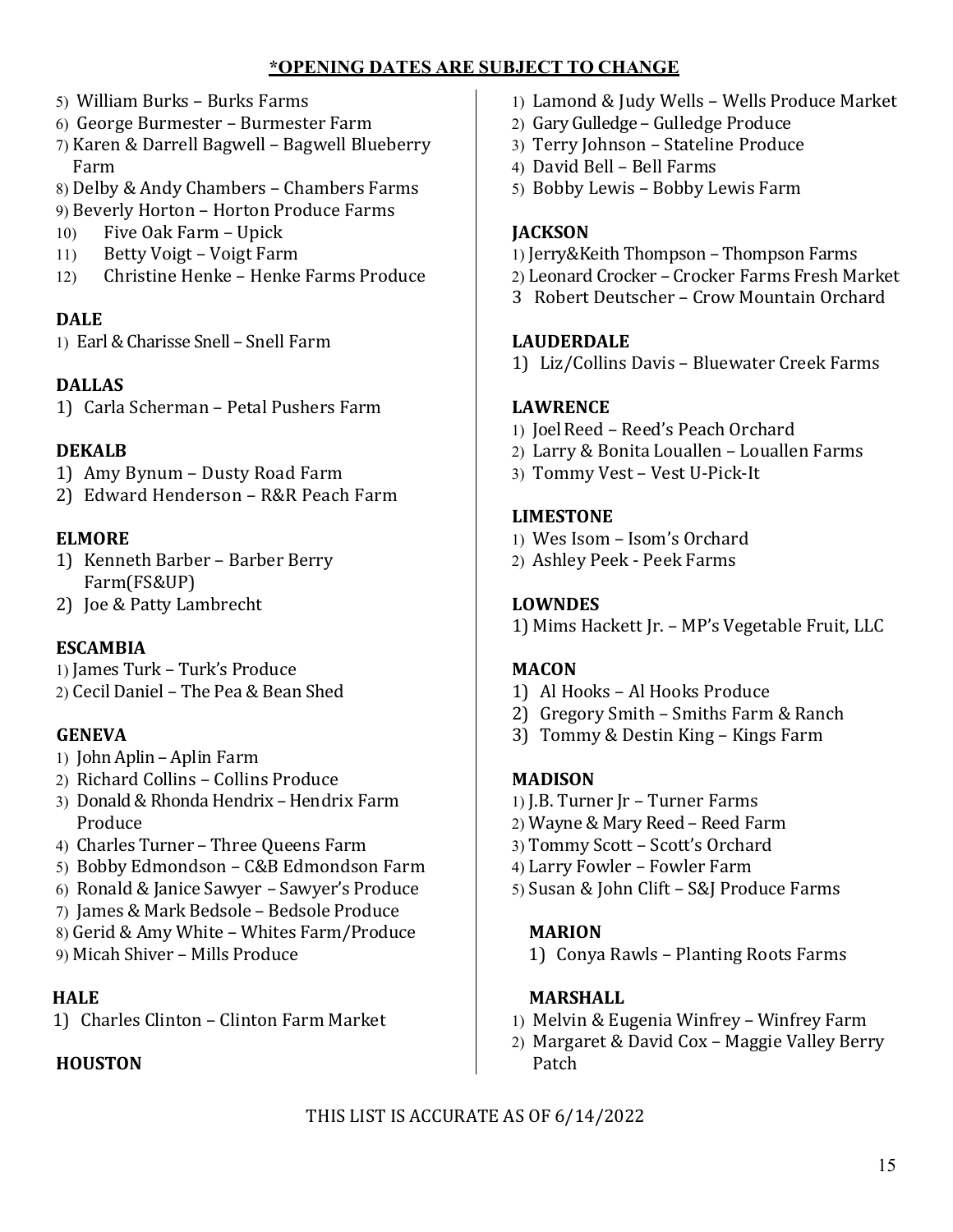**\*OPENING DATES ARE SUBJECT TO CHANGE**

5) William Burks – Burks Farms
6) George Burmester – Burmester Farm
7) Karen & Darrell Bagwell – Bagwell Blueberry Farm
8) Delby & Andy Chambers – Chambers Farms
9) Beverly Horton – Horton Produce Farms
10) Five Oak Farm – Upick
11) Betty Voigt – Voigt Farm
12) Christine Henke – Henke Farms Produce

**DALE**

1) Earl & Charisse Snell – Snell Farm

**DALLAS**

1) Carla Scherman – Petal Pushers Farm

**DEKALB**

1) Amy Bynum – Dusty Road Farm
2) Edward Henderson – R&R Peach Farm

**ELMORE**

1) Kenneth Barber – Barber Berry Farm(FS&UP)
2) Joe & Patty Lambrecht

**ESCAMBIA**

1) James Turk – Turk's Produce
2) Cecil Daniel – The Pea & Bean Shed

**GENEVA**

1) John Aplin – Aplin Farm
2) Richard Collins – Collins Produce
3) Donald & Rhonda Hendrix – Hendrix Farm Produce
4) Charles Turner – Three Queens Farm
5) Bobby Edmondson – C&B Edmondson Farm
6) Ronald & Janice Sawyer – Sawyer's Produce
7) James & Mark Bedsole – Bedsole Produce
8) Gerid & Amy White – Whites Farm/Produce
9) Micah Shiver – Mills Produce

**HALE**

1) Charles Clinton – Clinton Farm Market

**HOUSTON**

1) Lamond & Judy Wells – Wells Produce Market
2) Gary Gulledge – Gulledge Produce
3) Terry Johnson – Stateline Produce
4) David Bell – Bell Farms
5) Bobby Lewis – Bobby Lewis Farm

**JACKSON**

1) Jerry&Keith Thompson – Thompson Farms
2) Leonard Crocker – Crocker Farms Fresh Market
3 Robert Deutscher – Crow Mountain Orchard

**LAUDERDALE**

1) Liz/Collins Davis – Bluewater Creek Farms

**LAWRENCE**

1) Joel Reed – Reed's Peach Orchard
2) Larry & Bonita Louallen – Louallen Farms
3) Tommy Vest – Vest U-Pick-It

**LIMESTONE**

1) Wes Isom – Isom's Orchard
2) Ashley Peek - Peek Farms

**LOWNDES**

1) Mims Hackett Jr. – MP's Vegetable Fruit, LLC

**MACON**

1) Al Hooks – Al Hooks Produce
2) Gregory Smith – Smiths Farm & Ranch
3) Tommy & Destin King – Kings Farm

**MADISON**

1) J.B. Turner Jr – Turner Farms
2) Wayne & Mary Reed – Reed Farm
3) Tommy Scott – Scott's Orchard
4) Larry Fowler – Fowler Farm
5) Susan & John Clift – S&J Produce Farms

**MARION**

1) Conya Rawls – Planting Roots Farms

**MARSHALL**

1) Melvin & Eugenia Winfrey – Winfrey Farm
2) Margaret & David Cox – Maggie Valley Berry Patch

THIS LIST IS ACCURATE AS OF 6/14/2022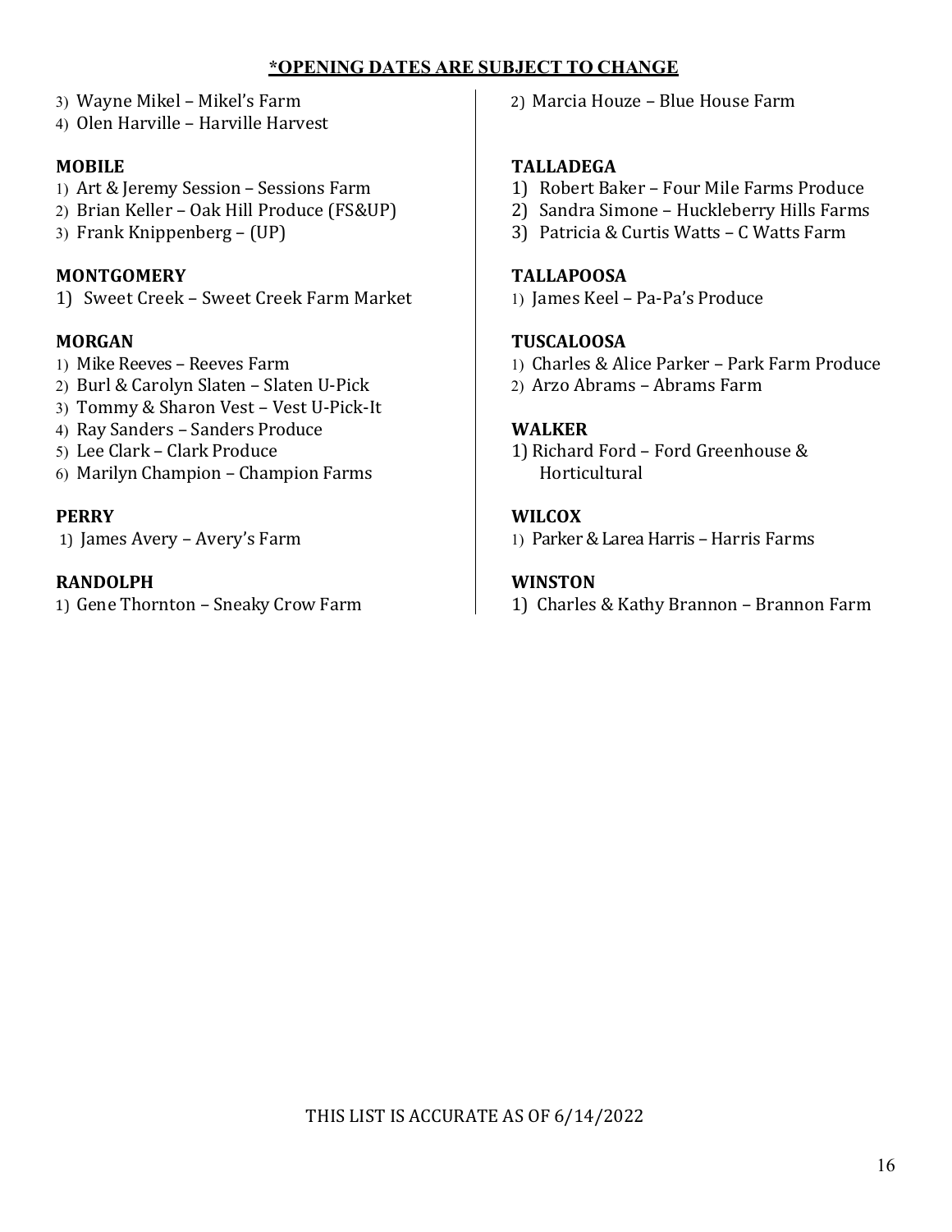**\*OPENING DATES ARE SUBJECT TO CHANGE**

3) Wayne Mikel – Mikel's Farm
4) Olen Harville – Harville Harvest

**MOBILE**

1) Art & Jeremy Session – Sessions Farm
2) Brian Keller – Oak Hill Produce (FS&UP)
3) Frank Knippenberg – (UP)

**MONTGOMERY**

1) Sweet Creek – Sweet Creek Farm Market

**MORGAN**

1) Mike Reeves – Reeves Farm
2) Burl & Carolyn Slaten – Slaten U-Pick
3) Tommy & Sharon Vest – Vest U-Pick-It
4) Ray Sanders – Sanders Produce
5) Lee Clark – Clark Produce
6) Marilyn Champion – Champion Farms

**PERRY**

1) James Avery – Avery's Farm

**RANDOLPH**

1) Gene Thornton – Sneaky Crow Farm

2) Marcia Houze – Blue House Farm

**TALLADEGA**

1) Robert Baker – Four Mile Farms Produce
2) Sandra Simone – Huckleberry Hills Farms
3) Patricia & Curtis Watts – C Watts Farm

**TALLAPOOSA**

1) James Keel – Pa-Pa's Produce

**TUSCALOOSA**

1) Charles & Alice Parker – Park Farm Produce
2) Arzo Abrams – Abrams Farm

**WALKER**

1) Richard Ford – Ford Greenhouse & Horticultural

**WILCOX**

1) Parker & Larea Harris – Harris Farms

**WINSTON**

1) Charles & Kathy Brannon – Brannon Farm

THIS LIST IS ACCURATE AS OF 6/14/2022